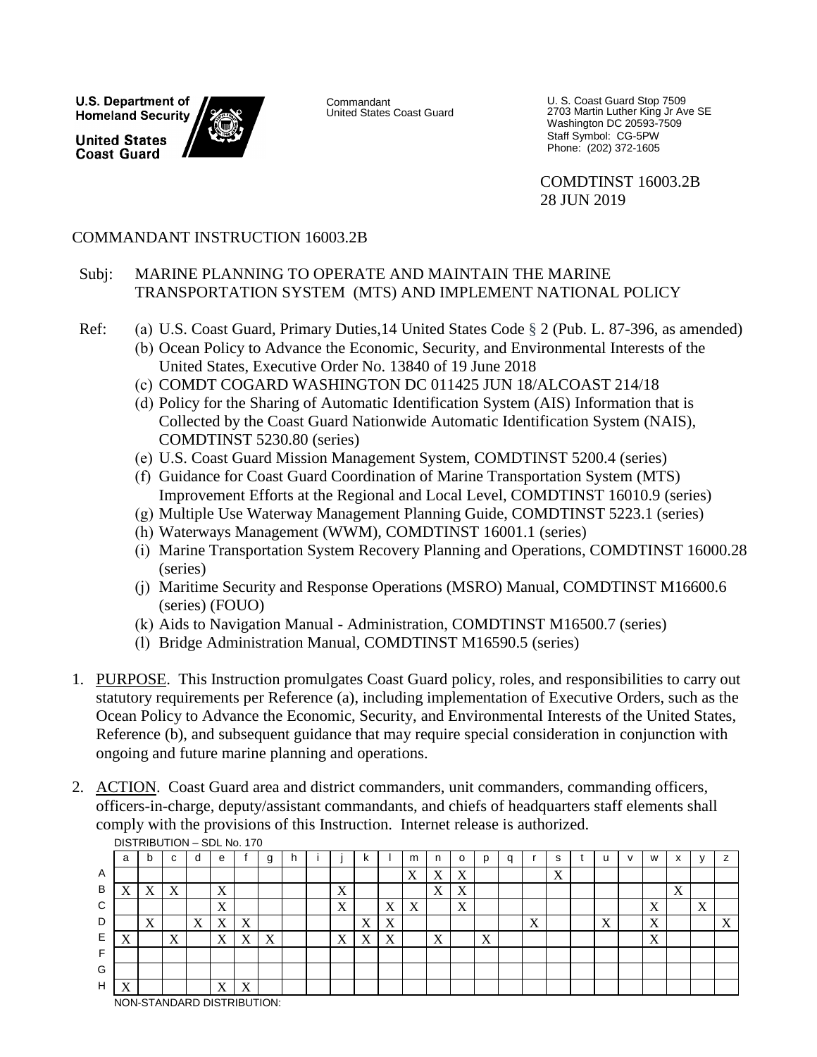**U.S. Department of Homeland Security**

**United States Coast Guard**

Commandant
United States Coast Guard

U. S. Coast Guard Stop 7509
2703 Martin Luther King Jr Ave SE
Washington DC 20593-7509
Staff Symbol: CG-5PW
Phone: (202) 372-1605

COMDTINST 16003.2B
28 JUN 2019

COMMANDANT INSTRUCTION 16003.2B

Subj: MARINE PLANNING TO OPERATE AND MAINTAIN THE MARINE TRANSPORTATION SYSTEM (MTS) AND IMPLEMENT NATIONAL POLICY

Ref:
(a) U.S. Coast Guard, Primary Duties,14 United States Code § 2 (Pub. L. 87-396, as amended)
(b) Ocean Policy to Advance the Economic, Security, and Environmental Interests of the United States, Executive Order No. 13840 of 19 June 2018
(c) COMDT COGARD WASHINGTON DC 011425 JUN 18/ALCOAST 214/18
(d) Policy for the Sharing of Automatic Identification System (AIS) Information that is Collected by the Coast Guard Nationwide Automatic Identification System (NAIS), COMDTINST 5230.80 (series)
(e) U.S. Coast Guard Mission Management System, COMDTINST 5200.4 (series)
(f) Guidance for Coast Guard Coordination of Marine Transportation System (MTS) Improvement Efforts at the Regional and Local Level, COMDTINST 16010.9 (series)
(g) Multiple Use Waterway Management Planning Guide, COMDTINST 5223.1 (series)
(h) Waterways Management (WWM), COMDTINST 16001.1 (series)
(i) Marine Transportation System Recovery Planning and Operations, COMDTINST 16000.28 (series)
(j) Maritime Security and Response Operations (MSRO) Manual, COMDTINST M16600.6 (series) (FOUO)
(k) Aids to Navigation Manual - Administration, COMDTINST M16500.7 (series)
(l) Bridge Administration Manual, COMDTINST M16590.5 (series)

1. PURPOSE. This Instruction promulgates Coast Guard policy, roles, and responsibilities to carry out statutory requirements per Reference (a), including implementation of Executive Orders, such as the Ocean Policy to Advance the Economic, Security, and Environmental Interests of the United States, Reference (b), and subsequent guidance that may require special consideration in conjunction with ongoing and future marine planning and operations.

2. ACTION. Coast Guard area and district commanders, unit commanders, commanding officers, officers-in-charge, deputy/assistant commandants, and chiefs of headquarters staff elements shall comply with the provisions of this Instruction. Internet release is authorized.

DISTRIBUTION – SDL No. 170

| | a | b | c | d | e | f | g | h | i | j | k | l | m | n | o | p | q | r | s | t | u | v | w | x | y | z |
|---|---|---|---|---|---|---|---|---|---|---|---|---|---|---|---|---|---|---|---|---|---|---|---|---|---|---|
| A | | | | | | | | | | | | | X | X | X | | | | X | | | | | | | |
| B | X | X | X | | X | | | | | X | | | | X | X | | | | | | | | | X | | |
| C | | | | | X | | | | | X | | X | X | | X | | | | | | | | X | | X | |
| D | | X | | X | X | X | | | | | X | X | | | | | | X | | | X | | X | | | X |
| E | X | | X | | X | X | X | | | X | X | X | | X | | X | | | | | | | X | | | |
| F | | | | | | | | | | | | | | | | | | | | | | | | | | |
| G | | | | | | | | | | | | | | | | | | | | | | | | | | |
| H | X | | | | X | X | | | | | | | | | | | | | | | | | | | | |

NON-STANDARD DISTRIBUTION: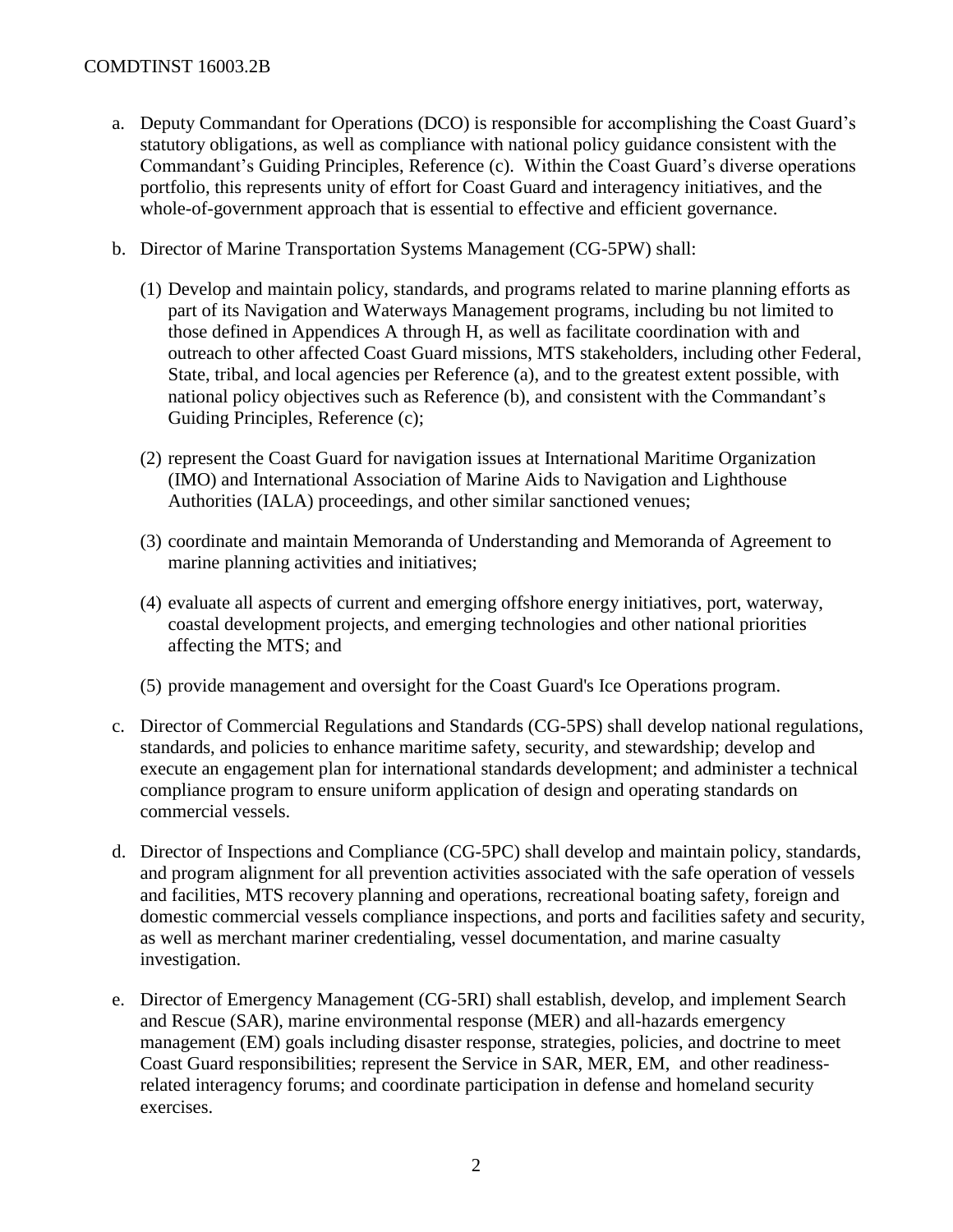a. Deputy Commandant for Operations (DCO) is responsible for accomplishing the Coast Guard's statutory obligations, as well as compliance with national policy guidance consistent with the Commandant's Guiding Principles, Reference (c). Within the Coast Guard's diverse operations portfolio, this represents unity of effort for Coast Guard and interagency initiatives, and the whole-of-government approach that is essential to effective and efficient governance.

b. Director of Marine Transportation Systems Management (CG-5PW) shall:

   (1) Develop and maintain policy, standards, and programs related to marine planning efforts as part of its Navigation and Waterways Management programs, including bu not limited to those defined in Appendices A through H, as well as facilitate coordination with and outreach to other affected Coast Guard missions, MTS stakeholders, including other Federal, State, tribal, and local agencies per Reference (a), and to the greatest extent possible, with national policy objectives such as Reference (b), and consistent with the Commandant's Guiding Principles, Reference (c);

   (2) represent the Coast Guard for navigation issues at International Maritime Organization (IMO) and International Association of Marine Aids to Navigation and Lighthouse Authorities (IALA) proceedings, and other similar sanctioned venues;

   (3) coordinate and maintain Memoranda of Understanding and Memoranda of Agreement to marine planning activities and initiatives;

   (4) evaluate all aspects of current and emerging offshore energy initiatives, port, waterway, coastal development projects, and emerging technologies and other national priorities affecting the MTS; and

   (5) provide management and oversight for the Coast Guard's Ice Operations program.

c. Director of Commercial Regulations and Standards (CG-5PS) shall develop national regulations, standards, and policies to enhance maritime safety, security, and stewardship; develop and execute an engagement plan for international standards development; and administer a technical compliance program to ensure uniform application of design and operating standards on commercial vessels.

d. Director of Inspections and Compliance (CG-5PC) shall develop and maintain policy, standards, and program alignment for all prevention activities associated with the safe operation of vessels and facilities, MTS recovery planning and operations, recreational boating safety, foreign and domestic commercial vessels compliance inspections, and ports and facilities safety and security, as well as merchant mariner credentialing, vessel documentation, and marine casualty investigation.

e. Director of Emergency Management (CG-5RI) shall establish, develop, and implement Search and Rescue (SAR), marine environmental response (MER) and all-hazards emergency management (EM) goals including disaster response, strategies, policies, and doctrine to meet Coast Guard responsibilities; represent the Service in SAR, MER, EM, and other readiness-related interagency forums; and coordinate participation in defense and homeland security exercises.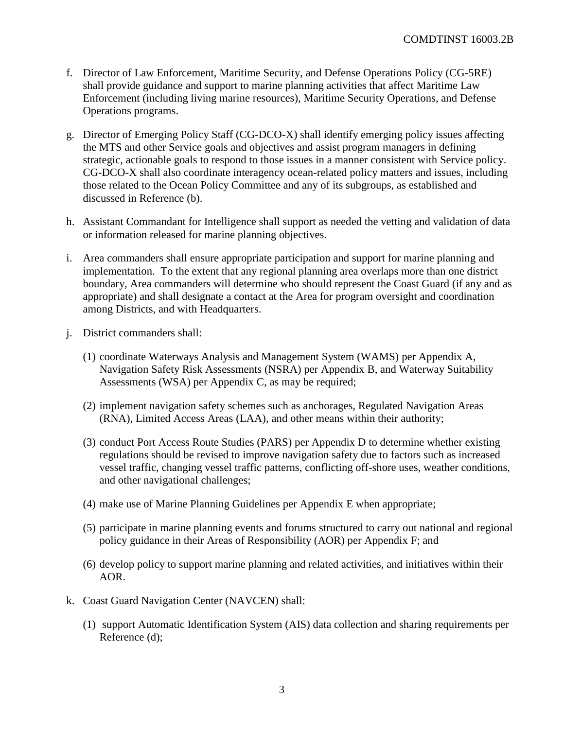f. Director of Law Enforcement, Maritime Security, and Defense Operations Policy (CG-5RE) shall provide guidance and support to marine planning activities that affect Maritime Law Enforcement (including living marine resources), Maritime Security Operations, and Defense Operations programs.

g. Director of Emerging Policy Staff (CG-DCO-X) shall identify emerging policy issues affecting the MTS and other Service goals and objectives and assist program managers in defining strategic, actionable goals to respond to those issues in a manner consistent with Service policy. CG-DCO-X shall also coordinate interagency ocean-related policy matters and issues, including those related to the Ocean Policy Committee and any of its subgroups, as established and discussed in Reference (b).

h. Assistant Commandant for Intelligence shall support as needed the vetting and validation of data or information released for marine planning objectives.

i. Area commanders shall ensure appropriate participation and support for marine planning and implementation. To the extent that any regional planning area overlaps more than one district boundary, Area commanders will determine who should represent the Coast Guard (if any and as appropriate) and shall designate a contact at the Area for program oversight and coordination among Districts, and with Headquarters.

j. District commanders shall:

   (1) coordinate Waterways Analysis and Management System (WAMS) per Appendix A, Navigation Safety Risk Assessments (NSRA) per Appendix B, and Waterway Suitability Assessments (WSA) per Appendix C, as may be required;

   (2) implement navigation safety schemes such as anchorages, Regulated Navigation Areas (RNA), Limited Access Areas (LAA), and other means within their authority;

   (3) conduct Port Access Route Studies (PARS) per Appendix D to determine whether existing regulations should be revised to improve navigation safety due to factors such as increased vessel traffic, changing vessel traffic patterns, conflicting off-shore uses, weather conditions, and other navigational challenges;

   (4) make use of Marine Planning Guidelines per Appendix E when appropriate;

   (5) participate in marine planning events and forums structured to carry out national and regional policy guidance in their Areas of Responsibility (AOR) per Appendix F; and

   (6) develop policy to support marine planning and related activities, and initiatives within their AOR.

k. Coast Guard Navigation Center (NAVCEN) shall:

   (1) support Automatic Identification System (AIS) data collection and sharing requirements per Reference (d);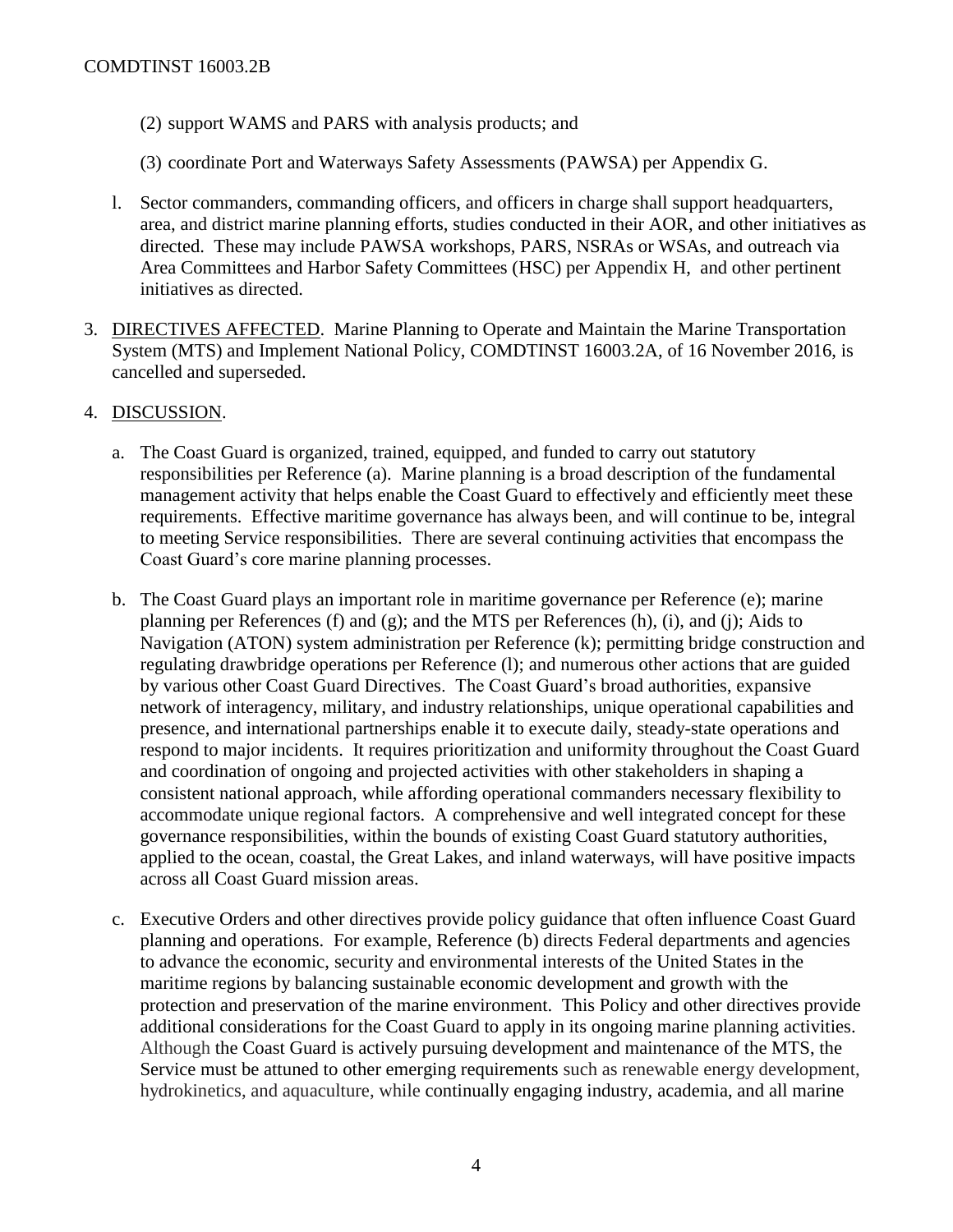(2) support WAMS and PARS with analysis products; and

(3) coordinate Port and Waterways Safety Assessments (PAWSA) per Appendix G.

l. Sector commanders, commanding officers, and officers in charge shall support headquarters, area, and district marine planning efforts, studies conducted in their AOR, and other initiatives as directed. These may include PAWSA workshops, PARS, NSRAs or WSAs, and outreach via Area Committees and Harbor Safety Committees (HSC) per Appendix H, and other pertinent initiatives as directed.

3. DIRECTIVES AFFECTED. Marine Planning to Operate and Maintain the Marine Transportation System (MTS) and Implement National Policy, COMDTINST 16003.2A, of 16 November 2016, is cancelled and superseded.

4. DISCUSSION.

a. The Coast Guard is organized, trained, equipped, and funded to carry out statutory responsibilities per Reference (a). Marine planning is a broad description of the fundamental management activity that helps enable the Coast Guard to effectively and efficiently meet these requirements. Effective maritime governance has always been, and will continue to be, integral to meeting Service responsibilities. There are several continuing activities that encompass the Coast Guard's core marine planning processes.

b. The Coast Guard plays an important role in maritime governance per Reference (e); marine planning per References (f) and (g); and the MTS per References (h), (i), and (j); Aids to Navigation (ATON) system administration per Reference (k); permitting bridge construction and regulating drawbridge operations per Reference (l); and numerous other actions that are guided by various other Coast Guard Directives. The Coast Guard's broad authorities, expansive network of interagency, military, and industry relationships, unique operational capabilities and presence, and international partnerships enable it to execute daily, steady-state operations and respond to major incidents. It requires prioritization and uniformity throughout the Coast Guard and coordination of ongoing and projected activities with other stakeholders in shaping a consistent national approach, while affording operational commanders necessary flexibility to accommodate unique regional factors. A comprehensive and well integrated concept for these governance responsibilities, within the bounds of existing Coast Guard statutory authorities, applied to the ocean, coastal, the Great Lakes, and inland waterways, will have positive impacts across all Coast Guard mission areas.

c. Executive Orders and other directives provide policy guidance that often influence Coast Guard planning and operations. For example, Reference (b) directs Federal departments and agencies to advance the economic, security and environmental interests of the United States in the maritime regions by balancing sustainable economic development and growth with the protection and preservation of the marine environment. This Policy and other directives provide additional considerations for the Coast Guard to apply in its ongoing marine planning activities. Although the Coast Guard is actively pursuing development and maintenance of the MTS, the Service must be attuned to other emerging requirements such as renewable energy development, hydrokinetics, and aquaculture, while continually engaging industry, academia, and all marine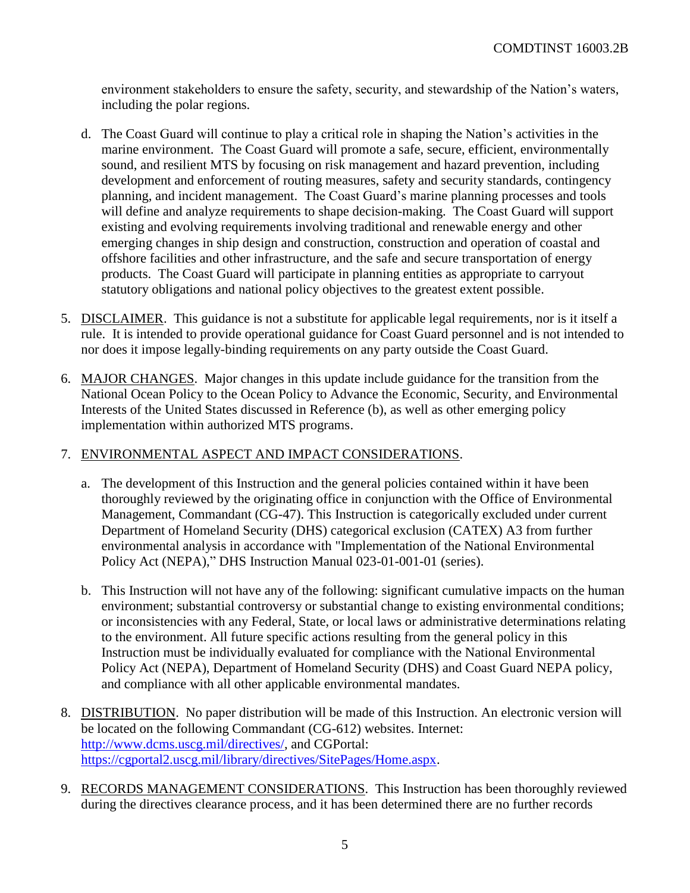environment stakeholders to ensure the safety, security, and stewardship of the Nation's waters, including the polar regions.

d. The Coast Guard will continue to play a critical role in shaping the Nation's activities in the marine environment. The Coast Guard will promote a safe, secure, efficient, environmentally sound, and resilient MTS by focusing on risk management and hazard prevention, including development and enforcement of routing measures, safety and security standards, contingency planning, and incident management. The Coast Guard's marine planning processes and tools will define and analyze requirements to shape decision-making. The Coast Guard will support existing and evolving requirements involving traditional and renewable energy and other emerging changes in ship design and construction, construction and operation of coastal and offshore facilities and other infrastructure, and the safe and secure transportation of energy products. The Coast Guard will participate in planning entities as appropriate to carryout statutory obligations and national policy objectives to the greatest extent possible.

5. DISCLAIMER. This guidance is not a substitute for applicable legal requirements, nor is it itself a rule. It is intended to provide operational guidance for Coast Guard personnel and is not intended to nor does it impose legally-binding requirements on any party outside the Coast Guard.

6. MAJOR CHANGES. Major changes in this update include guidance for the transition from the National Ocean Policy to the Ocean Policy to Advance the Economic, Security, and Environmental Interests of the United States discussed in Reference (b), as well as other emerging policy implementation within authorized MTS programs.

7. ENVIRONMENTAL ASPECT AND IMPACT CONSIDERATIONS.

   a. The development of this Instruction and the general policies contained within it have been thoroughly reviewed by the originating office in conjunction with the Office of Environmental Management, Commandant (CG-47). This Instruction is categorically excluded under current Department of Homeland Security (DHS) categorical exclusion (CATEX) A3 from further environmental analysis in accordance with "Implementation of the National Environmental Policy Act (NEPA)," DHS Instruction Manual 023-01-001-01 (series).

   b. This Instruction will not have any of the following: significant cumulative impacts on the human environment; substantial controversy or substantial change to existing environmental conditions; or inconsistencies with any Federal, State, or local laws or administrative determinations relating to the environment. All future specific actions resulting from the general policy in this Instruction must be individually evaluated for compliance with the National Environmental Policy Act (NEPA), Department of Homeland Security (DHS) and Coast Guard NEPA policy, and compliance with all other applicable environmental mandates.

8. DISTRIBUTION. No paper distribution will be made of this Instruction. An electronic version will be located on the following Commandant (CG-612) websites. Internet: http://www.dcms.uscg.mil/directives/, and CGPortal: https://cgportal2.uscg.mil/library/directives/SitePages/Home.aspx.

9. RECORDS MANAGEMENT CONSIDERATIONS. This Instruction has been thoroughly reviewed during the directives clearance process, and it has been determined there are no further records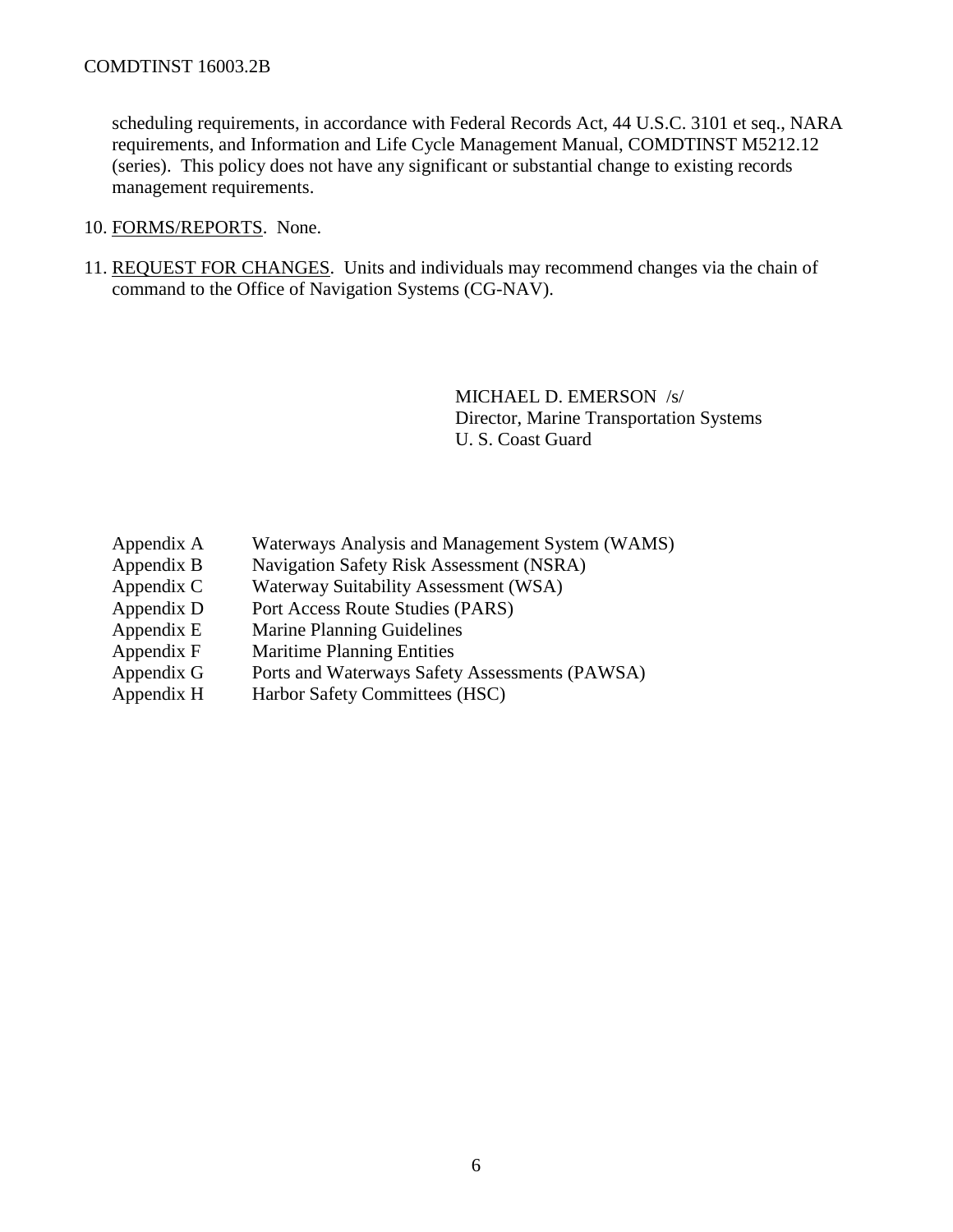scheduling requirements, in accordance with Federal Records Act, 44 U.S.C. 3101 et seq., NARA requirements, and Information and Life Cycle Management Manual, COMDTINST M5212.12 (series). This policy does not have any significant or substantial change to existing records management requirements.

10. FORMS/REPORTS. None.

11. REQUEST FOR CHANGES. Units and individuals may recommend changes via the chain of command to the Office of Navigation Systems (CG-NAV).

MICHAEL D. EMERSON /s/
Director, Marine Transportation Systems
U. S. Coast Guard

Appendix A Waterways Analysis and Management System (WAMS)
Appendix B Navigation Safety Risk Assessment (NSRA)
Appendix C Waterway Suitability Assessment (WSA)
Appendix D Port Access Route Studies (PARS)
Appendix E Marine Planning Guidelines
Appendix F Maritime Planning Entities
Appendix G Ports and Waterways Safety Assessments (PAWSA)
Appendix H Harbor Safety Committees (HSC)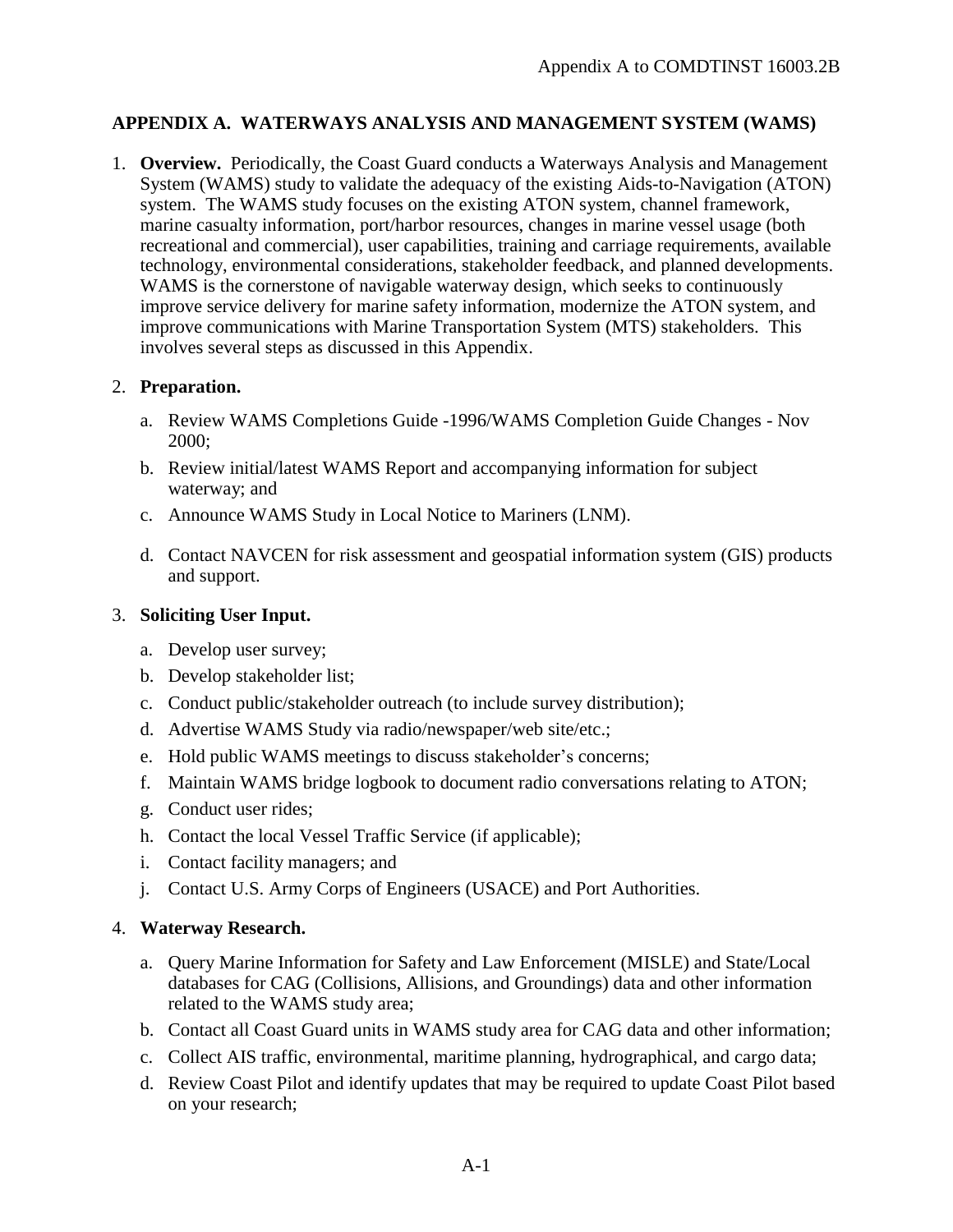## APPENDIX A. WATERWAYS ANALYSIS AND MANAGEMENT SYSTEM (WAMS)

1. **Overview.** Periodically, the Coast Guard conducts a Waterways Analysis and Management System (WAMS) study to validate the adequacy of the existing Aids-to-Navigation (ATON) system. The WAMS study focuses on the existing ATON system, channel framework, marine casualty information, port/harbor resources, changes in marine vessel usage (both recreational and commercial), user capabilities, training and carriage requirements, available technology, environmental considerations, stakeholder feedback, and planned developments. WAMS is the cornerstone of navigable waterway design, which seeks to continuously improve service delivery for marine safety information, modernize the ATON system, and improve communications with Marine Transportation System (MTS) stakeholders. This involves several steps as discussed in this Appendix.

2. **Preparation.**

   a. Review WAMS Completions Guide -1996/WAMS Completion Guide Changes - Nov 2000;

   b. Review initial/latest WAMS Report and accompanying information for subject waterway; and

   c. Announce WAMS Study in Local Notice to Mariners (LNM).

   d. Contact NAVCEN for risk assessment and geospatial information system (GIS) products and support.

3. **Soliciting User Input.**

   a. Develop user survey;

   b. Develop stakeholder list;

   c. Conduct public/stakeholder outreach (to include survey distribution);

   d. Advertise WAMS Study via radio/newspaper/web site/etc.;

   e. Hold public WAMS meetings to discuss stakeholder's concerns;

   f. Maintain WAMS bridge logbook to document radio conversations relating to ATON;

   g. Conduct user rides;

   h. Contact the local Vessel Traffic Service (if applicable);

   i. Contact facility managers; and

   j. Contact U.S. Army Corps of Engineers (USACE) and Port Authorities.

4. **Waterway Research.**

   a. Query Marine Information for Safety and Law Enforcement (MISLE) and State/Local databases for CAG (Collisions, Allisions, and Groundings) data and other information related to the WAMS study area;

   b. Contact all Coast Guard units in WAMS study area for CAG data and other information;

   c. Collect AIS traffic, environmental, maritime planning, hydrographical, and cargo data;

   d. Review Coast Pilot and identify updates that may be required to update Coast Pilot based on your research;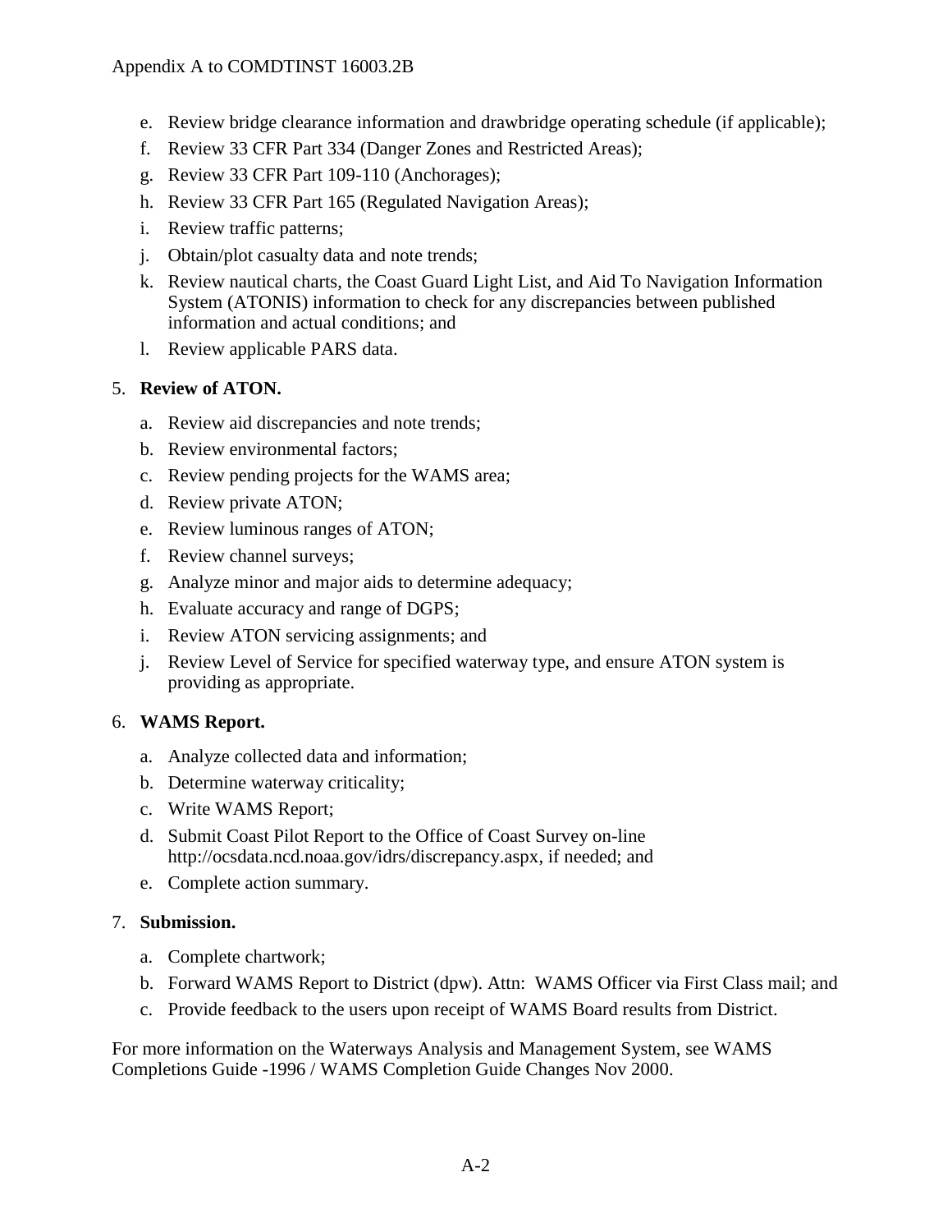e. Review bridge clearance information and drawbridge operating schedule (if applicable);
f. Review 33 CFR Part 334 (Danger Zones and Restricted Areas);
g. Review 33 CFR Part 109-110 (Anchorages);
h. Review 33 CFR Part 165 (Regulated Navigation Areas);
i. Review traffic patterns;
j. Obtain/plot casualty data and note trends;
k. Review nautical charts, the Coast Guard Light List, and Aid To Navigation Information System (ATONIS) information to check for any discrepancies between published information and actual conditions; and
l. Review applicable PARS data.

5. **Review of ATON.**

   a. Review aid discrepancies and note trends;
   b. Review environmental factors;
   c. Review pending projects for the WAMS area;
   d. Review private ATON;
   e. Review luminous ranges of ATON;
   f. Review channel surveys;
   g. Analyze minor and major aids to determine adequacy;
   h. Evaluate accuracy and range of DGPS;
   i. Review ATON servicing assignments; and
   j. Review Level of Service for specified waterway type, and ensure ATON system is providing as appropriate.

6. **WAMS Report.**

   a. Analyze collected data and information;
   b. Determine waterway criticality;
   c. Write WAMS Report;
   d. Submit Coast Pilot Report to the Office of Coast Survey on-line http://ocsdata.ncd.noaa.gov/idrs/discrepancy.aspx, if needed; and
   e. Complete action summary.

7. **Submission.**

   a. Complete chartwork;
   b. Forward WAMS Report to District (dpw). Attn: WAMS Officer via First Class mail; and
   c. Provide feedback to the users upon receipt of WAMS Board results from District.

For more information on the Waterways Analysis and Management System, see WAMS Completions Guide -1996 / WAMS Completion Guide Changes Nov 2000.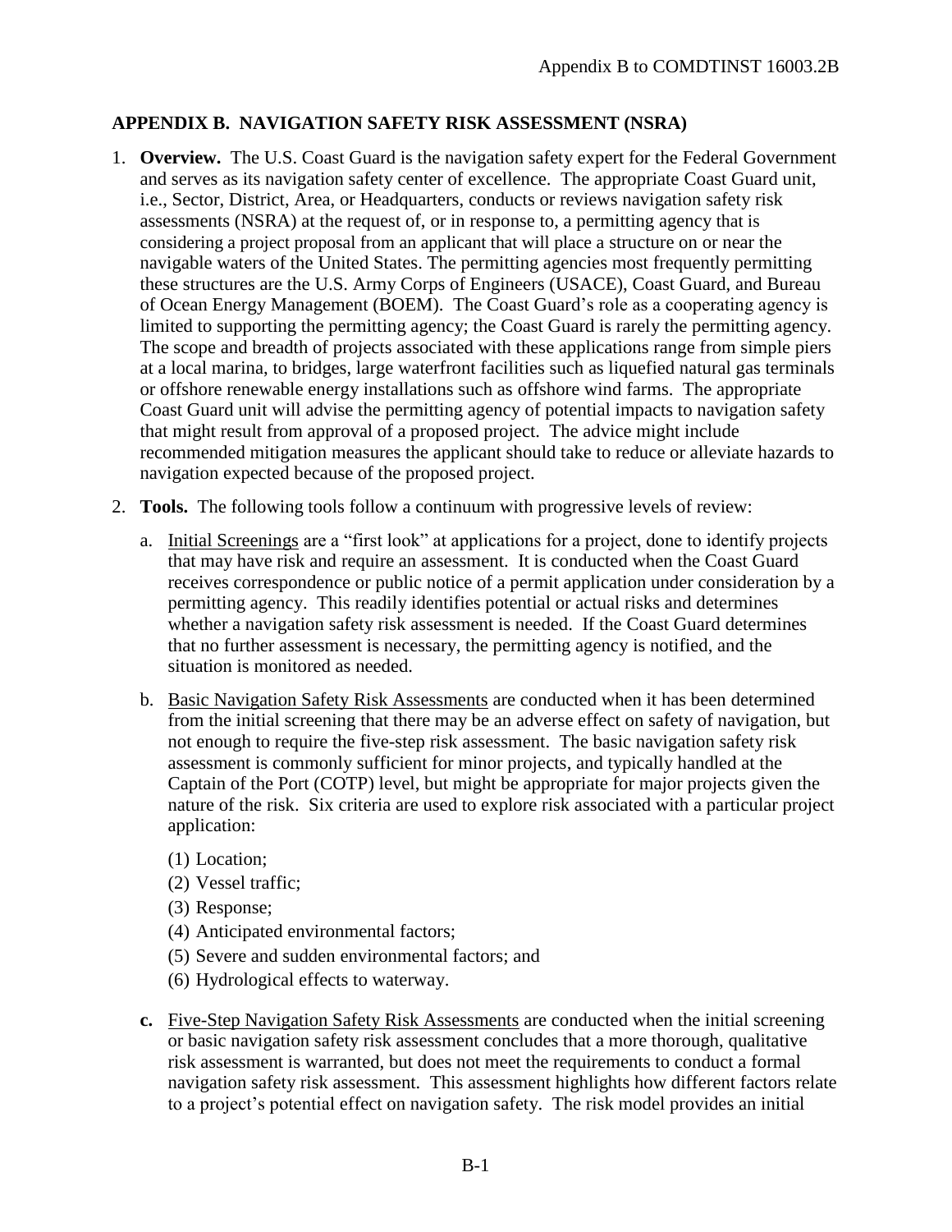## APPENDIX B. NAVIGATION SAFETY RISK ASSESSMENT (NSRA)

1. **Overview.** The U.S. Coast Guard is the navigation safety expert for the Federal Government and serves as its navigation safety center of excellence. The appropriate Coast Guard unit, i.e., Sector, District, Area, or Headquarters, conducts or reviews navigation safety risk assessments (NSRA) at the request of, or in response to, a permitting agency that is considering a project proposal from an applicant that will place a structure on or near the navigable waters of the United States. The permitting agencies most frequently permitting these structures are the U.S. Army Corps of Engineers (USACE), Coast Guard, and Bureau of Ocean Energy Management (BOEM). The Coast Guard's role as a cooperating agency is limited to supporting the permitting agency; the Coast Guard is rarely the permitting agency. The scope and breadth of projects associated with these applications range from simple piers at a local marina, to bridges, large waterfront facilities such as liquefied natural gas terminals or offshore renewable energy installations such as offshore wind farms. The appropriate Coast Guard unit will advise the permitting agency of potential impacts to navigation safety that might result from approval of a proposed project. The advice might include recommended mitigation measures the applicant should take to reduce or alleviate hazards to navigation expected because of the proposed project.

2. **Tools.** The following tools follow a continuum with progressive levels of review:

   a. Initial Screenings are a "first look" at applications for a project, done to identify projects that may have risk and require an assessment. It is conducted when the Coast Guard receives correspondence or public notice of a permit application under consideration by a permitting agency. This readily identifies potential or actual risks and determines whether a navigation safety risk assessment is needed. If the Coast Guard determines that no further assessment is necessary, the permitting agency is notified, and the situation is monitored as needed.

   b. Basic Navigation Safety Risk Assessments are conducted when it has been determined from the initial screening that there may be an adverse effect on safety of navigation, but not enough to require the five-step risk assessment. The basic navigation safety risk assessment is commonly sufficient for minor projects, and typically handled at the Captain of the Port (COTP) level, but might be appropriate for major projects given the nature of the risk. Six criteria are used to explore risk associated with a particular project application:

      (1) Location;
      (2) Vessel traffic;
      (3) Response;
      (4) Anticipated environmental factors;
      (5) Severe and sudden environmental factors; and
      (6) Hydrological effects to waterway.

   **c.** Five-Step Navigation Safety Risk Assessments are conducted when the initial screening or basic navigation safety risk assessment concludes that a more thorough, qualitative risk assessment is warranted, but does not meet the requirements to conduct a formal navigation safety risk assessment. This assessment highlights how different factors relate to a project's potential effect on navigation safety. The risk model provides an initial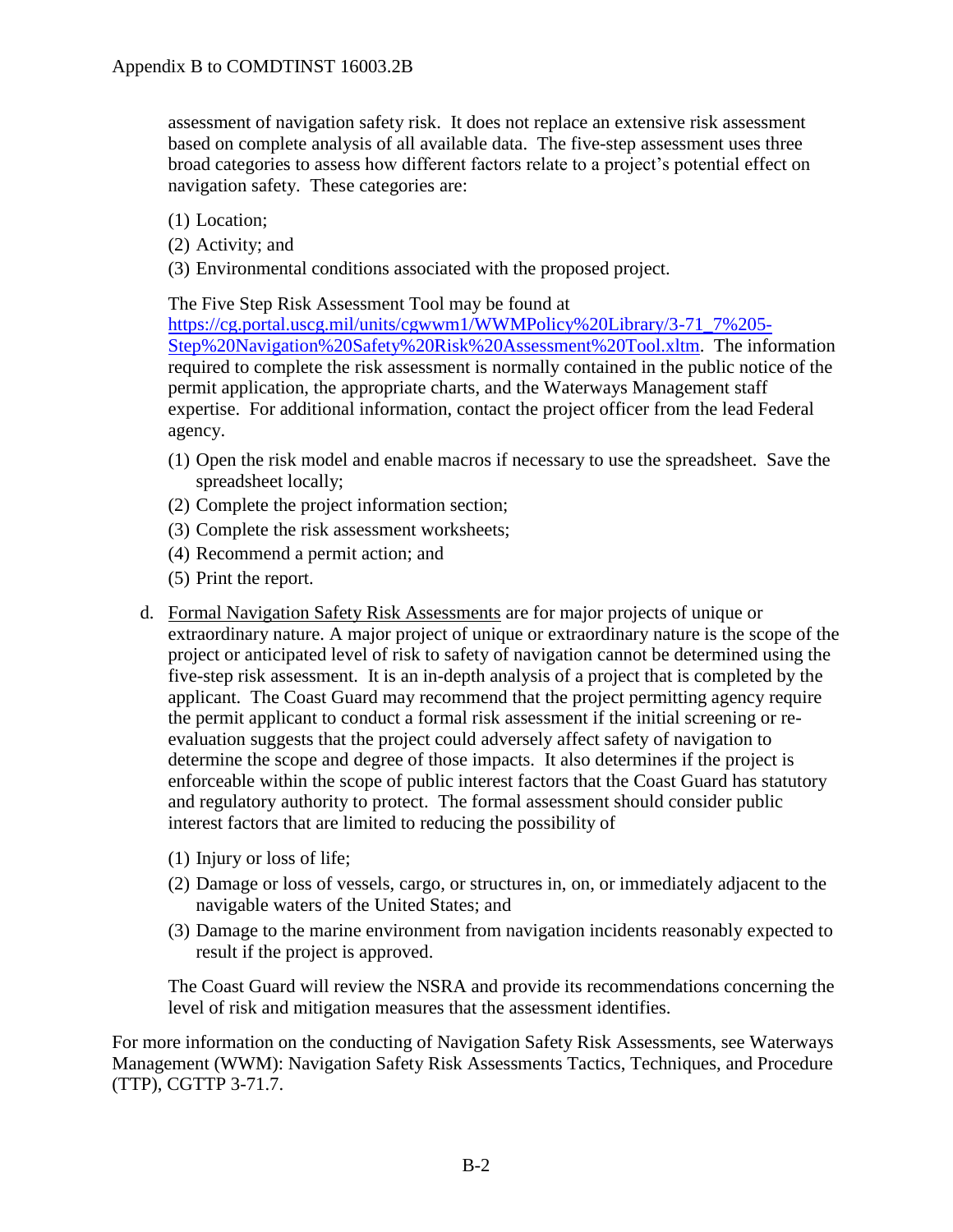assessment of navigation safety risk. It does not replace an extensive risk assessment based on complete analysis of all available data. The five-step assessment uses three broad categories to assess how different factors relate to a project's potential effect on navigation safety. These categories are:

(1) Location;

(2) Activity; and

(3) Environmental conditions associated with the proposed project.

The Five Step Risk Assessment Tool may be found at [https://cg.portal.uscg.mil/units/cgwwm1/WWMPolicy%20Library/3-71_7%205-Step%20Navigation%20Safety%20Risk%20Assessment%20Tool.xltm](https://cg.portal.uscg.mil/units/cgwwm1/WWMPolicy%20Library/3-71_7%205-Step%20Navigation%20Safety%20Risk%20Assessment%20Tool.xltm). The information required to complete the risk assessment is normally contained in the public notice of the permit application, the appropriate charts, and the Waterways Management staff expertise. For additional information, contact the project officer from the lead Federal agency.

(1) Open the risk model and enable macros if necessary to use the spreadsheet. Save the spreadsheet locally;

(2) Complete the project information section;

(3) Complete the risk assessment worksheets;

(4) Recommend a permit action; and

(5) Print the report.

d. <u>Formal Navigation Safety Risk Assessments</u> are for major projects of unique or extraordinary nature. A major project of unique or extraordinary nature is the scope of the project or anticipated level of risk to safety of navigation cannot be determined using the five-step risk assessment. It is an in-depth analysis of a project that is completed by the applicant. The Coast Guard may recommend that the project permitting agency require the permit applicant to conduct a formal risk assessment if the initial screening or re-evaluation suggests that the project could adversely affect safety of navigation to determine the scope and degree of those impacts. It also determines if the project is enforceable within the scope of public interest factors that the Coast Guard has statutory and regulatory authority to protect. The formal assessment should consider public interest factors that are limited to reducing the possibility of

(1) Injury or loss of life;

(2) Damage or loss of vessels, cargo, or structures in, on, or immediately adjacent to the navigable waters of the United States; and

(3) Damage to the marine environment from navigation incidents reasonably expected to result if the project is approved.

The Coast Guard will review the NSRA and provide its recommendations concerning the level of risk and mitigation measures that the assessment identifies.

For more information on the conducting of Navigation Safety Risk Assessments, see Waterways Management (WWM): Navigation Safety Risk Assessments Tactics, Techniques, and Procedure (TTP), CGTTP 3-71.7.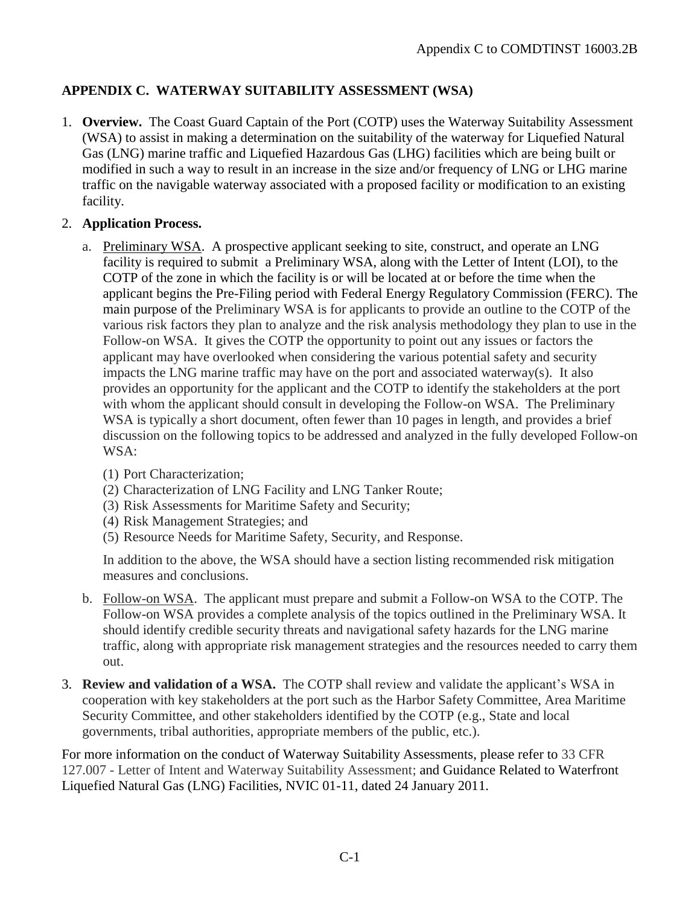## APPENDIX C. WATERWAY SUITABILITY ASSESSMENT (WSA)

1. **Overview.** The Coast Guard Captain of the Port (COTP) uses the Waterway Suitability Assessment (WSA) to assist in making a determination on the suitability of the waterway for Liquefied Natural Gas (LNG) marine traffic and Liquefied Hazardous Gas (LHG) facilities which are being built or modified in such a way to result in an increase in the size and/or frequency of LNG or LHG marine traffic on the navigable waterway associated with a proposed facility or modification to an existing facility.

2. **Application Process.**

   a. Preliminary WSA. A prospective applicant seeking to site, construct, and operate an LNG facility is required to submit a Preliminary WSA, along with the Letter of Intent (LOI), to the COTP of the zone in which the facility is or will be located at or before the time when the applicant begins the Pre-Filing period with Federal Energy Regulatory Commission (FERC). The main purpose of the Preliminary WSA is for applicants to provide an outline to the COTP of the various risk factors they plan to analyze and the risk analysis methodology they plan to use in the Follow-on WSA. It gives the COTP the opportunity to point out any issues or factors the applicant may have overlooked when considering the various potential safety and security impacts the LNG marine traffic may have on the port and associated waterway(s). It also provides an opportunity for the applicant and the COTP to identify the stakeholders at the port with whom the applicant should consult in developing the Follow-on WSA. The Preliminary WSA is typically a short document, often fewer than 10 pages in length, and provides a brief discussion on the following topics to be addressed and analyzed in the fully developed Follow-on WSA:

      (1) Port Characterization;
      (2) Characterization of LNG Facility and LNG Tanker Route;
      (3) Risk Assessments for Maritime Safety and Security;
      (4) Risk Management Strategies; and
      (5) Resource Needs for Maritime Safety, Security, and Response.

      In addition to the above, the WSA should have a section listing recommended risk mitigation measures and conclusions.

   b. Follow-on WSA. The applicant must prepare and submit a Follow-on WSA to the COTP. The Follow-on WSA provides a complete analysis of the topics outlined in the Preliminary WSA. It should identify credible security threats and navigational safety hazards for the LNG marine traffic, along with appropriate risk management strategies and the resources needed to carry them out.

3. **Review and validation of a WSA.** The COTP shall review and validate the applicant's WSA in cooperation with key stakeholders at the port such as the Harbor Safety Committee, Area Maritime Security Committee, and other stakeholders identified by the COTP (e.g., State and local governments, tribal authorities, appropriate members of the public, etc.).

For more information on the conduct of Waterway Suitability Assessments, please refer to 33 CFR 127.007 - Letter of Intent and Waterway Suitability Assessment; and Guidance Related to Waterfront Liquefied Natural Gas (LNG) Facilities, NVIC 01-11, dated 24 January 2011.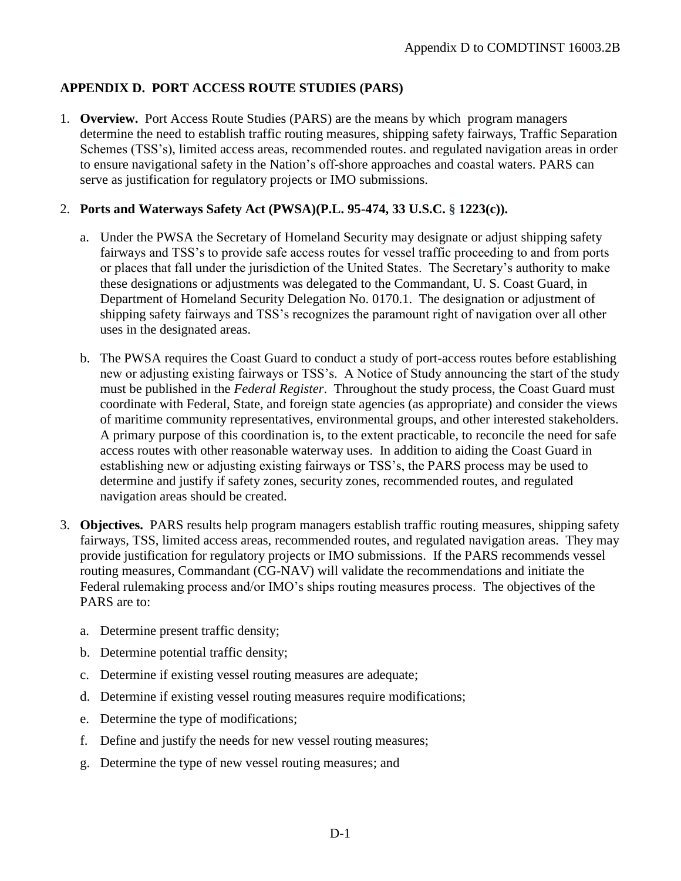## APPENDIX D. PORT ACCESS ROUTE STUDIES (PARS)

1. **Overview.** Port Access Route Studies (PARS) are the means by which program managers determine the need to establish traffic routing measures, shipping safety fairways, Traffic Separation Schemes (TSS's), limited access areas, recommended routes. and regulated navigation areas in order to ensure navigational safety in the Nation's off-shore approaches and coastal waters. PARS can serve as justification for regulatory projects or IMO submissions.

2. **Ports and Waterways Safety Act (PWSA)(P.L. 95-474, 33 U.S.C. § 1223(c)).**

   a. Under the PWSA the Secretary of Homeland Security may designate or adjust shipping safety fairways and TSS's to provide safe access routes for vessel traffic proceeding to and from ports or places that fall under the jurisdiction of the United States. The Secretary's authority to make these designations or adjustments was delegated to the Commandant, U. S. Coast Guard, in Department of Homeland Security Delegation No. 0170.1. The designation or adjustment of shipping safety fairways and TSS's recognizes the paramount right of navigation over all other uses in the designated areas.

   b. The PWSA requires the Coast Guard to conduct a study of port-access routes before establishing new or adjusting existing fairways or TSS's. A Notice of Study announcing the start of the study must be published in the *Federal Register*. Throughout the study process, the Coast Guard must coordinate with Federal, State, and foreign state agencies (as appropriate) and consider the views of maritime community representatives, environmental groups, and other interested stakeholders. A primary purpose of this coordination is, to the extent practicable, to reconcile the need for safe access routes with other reasonable waterway uses. In addition to aiding the Coast Guard in establishing new or adjusting existing fairways or TSS's, the PARS process may be used to determine and justify if safety zones, security zones, recommended routes, and regulated navigation areas should be created.

3. **Objectives.** PARS results help program managers establish traffic routing measures, shipping safety fairways, TSS, limited access areas, recommended routes, and regulated navigation areas. They may provide justification for regulatory projects or IMO submissions. If the PARS recommends vessel routing measures, Commandant (CG-NAV) will validate the recommendations and initiate the Federal rulemaking process and/or IMO's ships routing measures process. The objectives of the PARS are to:

   a. Determine present traffic density;

   b. Determine potential traffic density;

   c. Determine if existing vessel routing measures are adequate;

   d. Determine if existing vessel routing measures require modifications;

   e. Determine the type of modifications;

   f. Define and justify the needs for new vessel routing measures;

   g. Determine the type of new vessel routing measures; and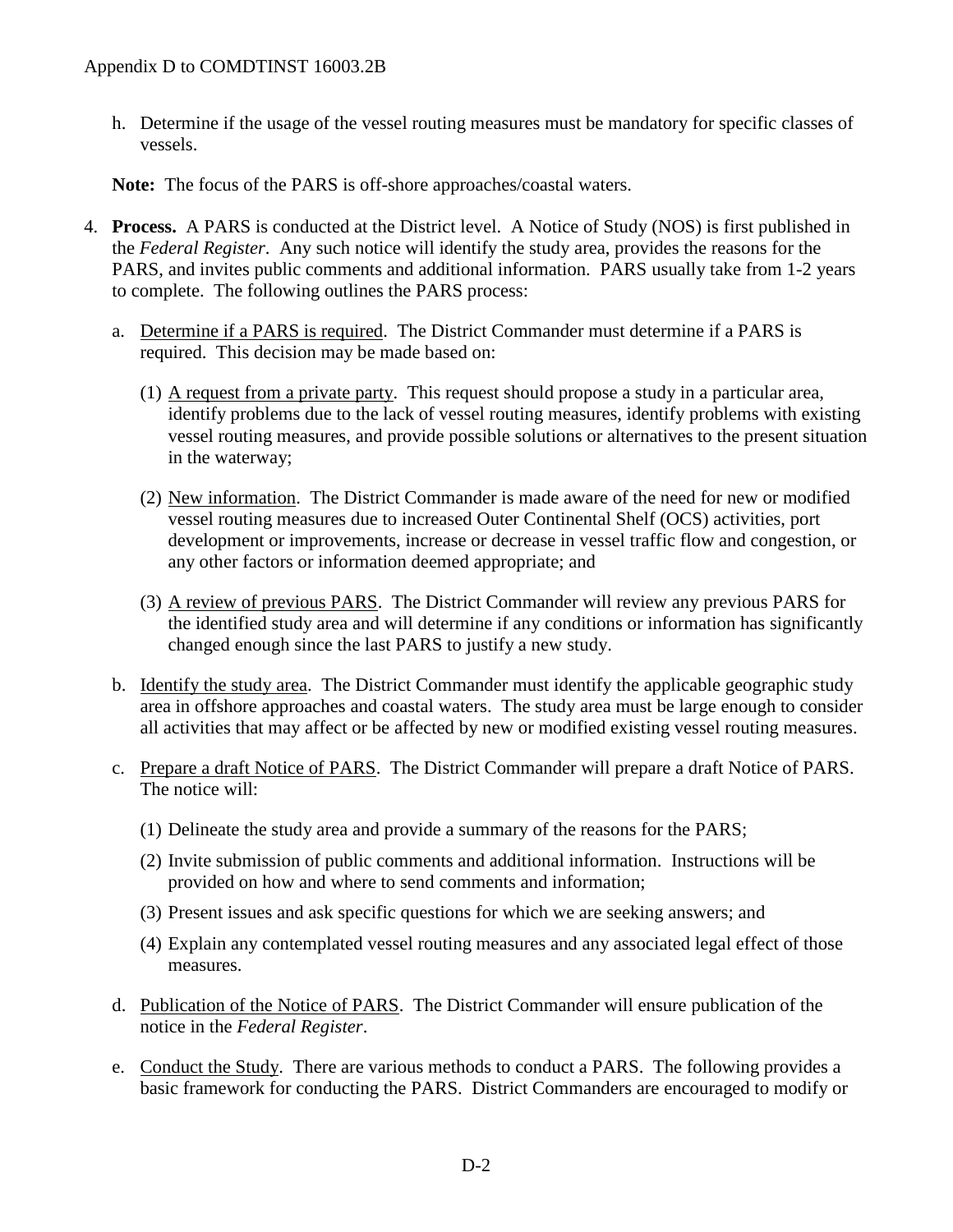h. Determine if the usage of the vessel routing measures must be mandatory for specific classes of vessels.

**Note:** The focus of the PARS is off-shore approaches/coastal waters.

4. **Process.** A PARS is conducted at the District level. A Notice of Study (NOS) is first published in the *Federal Register*. Any such notice will identify the study area, provides the reasons for the PARS, and invites public comments and additional information. PARS usually take from 1-2 years to complete. The following outlines the PARS process:

   a. Determine if a PARS is required. The District Commander must determine if a PARS is required. This decision may be made based on:

      (1) A request from a private party. This request should propose a study in a particular area, identify problems due to the lack of vessel routing measures, identify problems with existing vessel routing measures, and provide possible solutions or alternatives to the present situation in the waterway;

      (2) New information. The District Commander is made aware of the need for new or modified vessel routing measures due to increased Outer Continental Shelf (OCS) activities, port development or improvements, increase or decrease in vessel traffic flow and congestion, or any other factors or information deemed appropriate; and

      (3) A review of previous PARS. The District Commander will review any previous PARS for the identified study area and will determine if any conditions or information has significantly changed enough since the last PARS to justify a new study.

   b. Identify the study area. The District Commander must identify the applicable geographic study area in offshore approaches and coastal waters. The study area must be large enough to consider all activities that may affect or be affected by new or modified existing vessel routing measures.

   c. Prepare a draft Notice of PARS. The District Commander will prepare a draft Notice of PARS. The notice will:

      (1) Delineate the study area and provide a summary of the reasons for the PARS;

      (2) Invite submission of public comments and additional information. Instructions will be provided on how and where to send comments and information;

      (3) Present issues and ask specific questions for which we are seeking answers; and

      (4) Explain any contemplated vessel routing measures and any associated legal effect of those measures.

   d. Publication of the Notice of PARS. The District Commander will ensure publication of the notice in the *Federal Register*.

   e. Conduct the Study. There are various methods to conduct a PARS. The following provides a basic framework for conducting the PARS. District Commanders are encouraged to modify or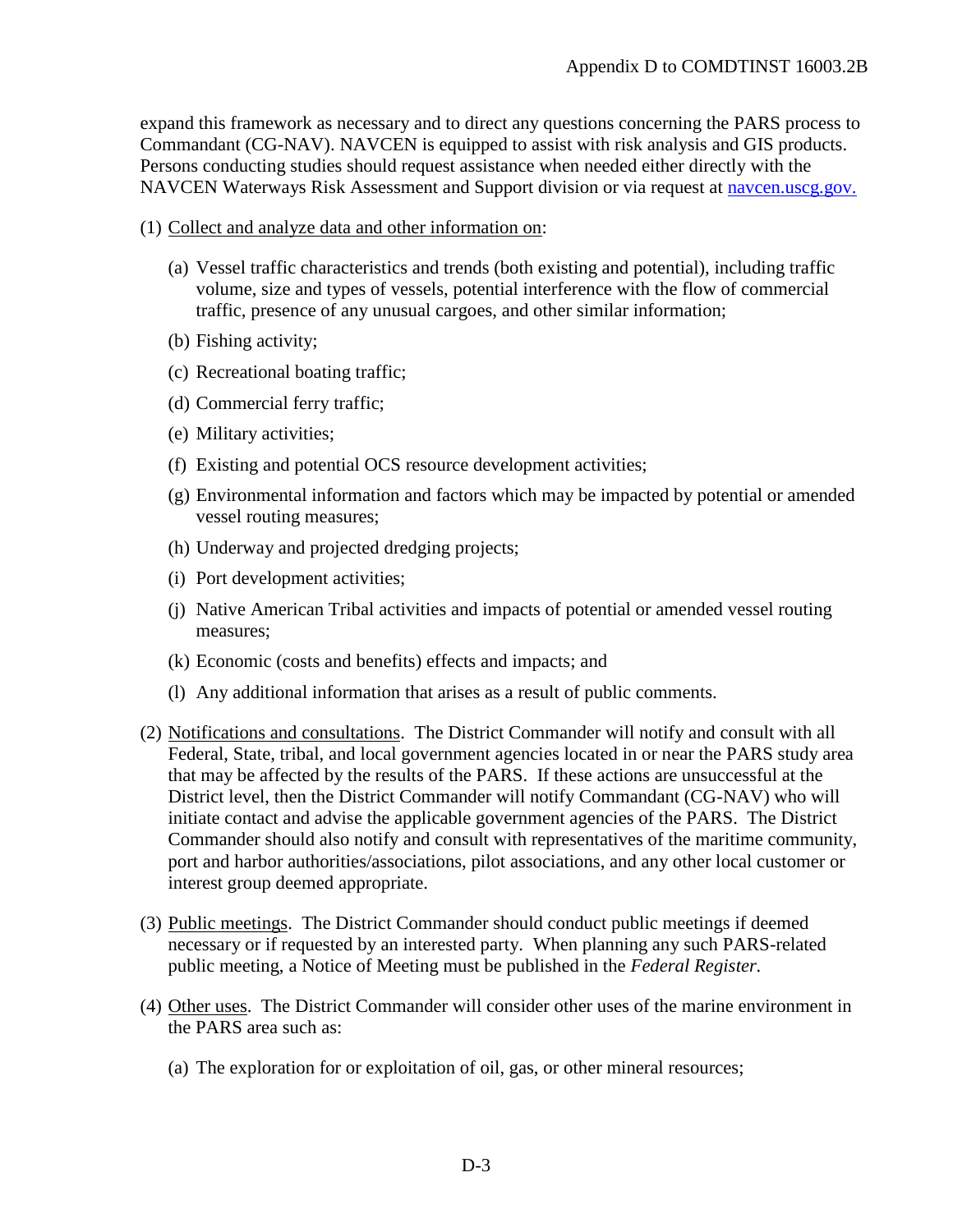expand this framework as necessary and to direct any questions concerning the PARS process to Commandant (CG-NAV). NAVCEN is equipped to assist with risk analysis and GIS products. Persons conducting studies should request assistance when needed either directly with the NAVCEN Waterways Risk Assessment and Support division or via request at [navcen.uscg.gov.](navcen.uscg.gov)

(1) <u>Collect and analyze data and other information on</u>:

  (a) Vessel traffic characteristics and trends (both existing and potential), including traffic volume, size and types of vessels, potential interference with the flow of commercial traffic, presence of any unusual cargoes, and other similar information;

  (b) Fishing activity;

  (c) Recreational boating traffic;

  (d) Commercial ferry traffic;

  (e) Military activities;

  (f) Existing and potential OCS resource development activities;

  (g) Environmental information and factors which may be impacted by potential or amended vessel routing measures;

  (h) Underway and projected dredging projects;

  (i) Port development activities;

  (j) Native American Tribal activities and impacts of potential or amended vessel routing measures;

  (k) Economic (costs and benefits) effects and impacts; and

  (l) Any additional information that arises as a result of public comments.

(2) <u>Notifications and consultations</u>. The District Commander will notify and consult with all Federal, State, tribal, and local government agencies located in or near the PARS study area that may be affected by the results of the PARS. If these actions are unsuccessful at the District level, then the District Commander will notify Commandant (CG-NAV) who will initiate contact and advise the applicable government agencies of the PARS. The District Commander should also notify and consult with representatives of the maritime community, port and harbor authorities/associations, pilot associations, and any other local customer or interest group deemed appropriate.

(3) <u>Public meetings</u>. The District Commander should conduct public meetings if deemed necessary or if requested by an interested party. When planning any such PARS-related public meeting, a Notice of Meeting must be published in the *Federal Register*.

(4) <u>Other uses</u>. The District Commander will consider other uses of the marine environment in the PARS area such as:

  (a) The exploration for or exploitation of oil, gas, or other mineral resources;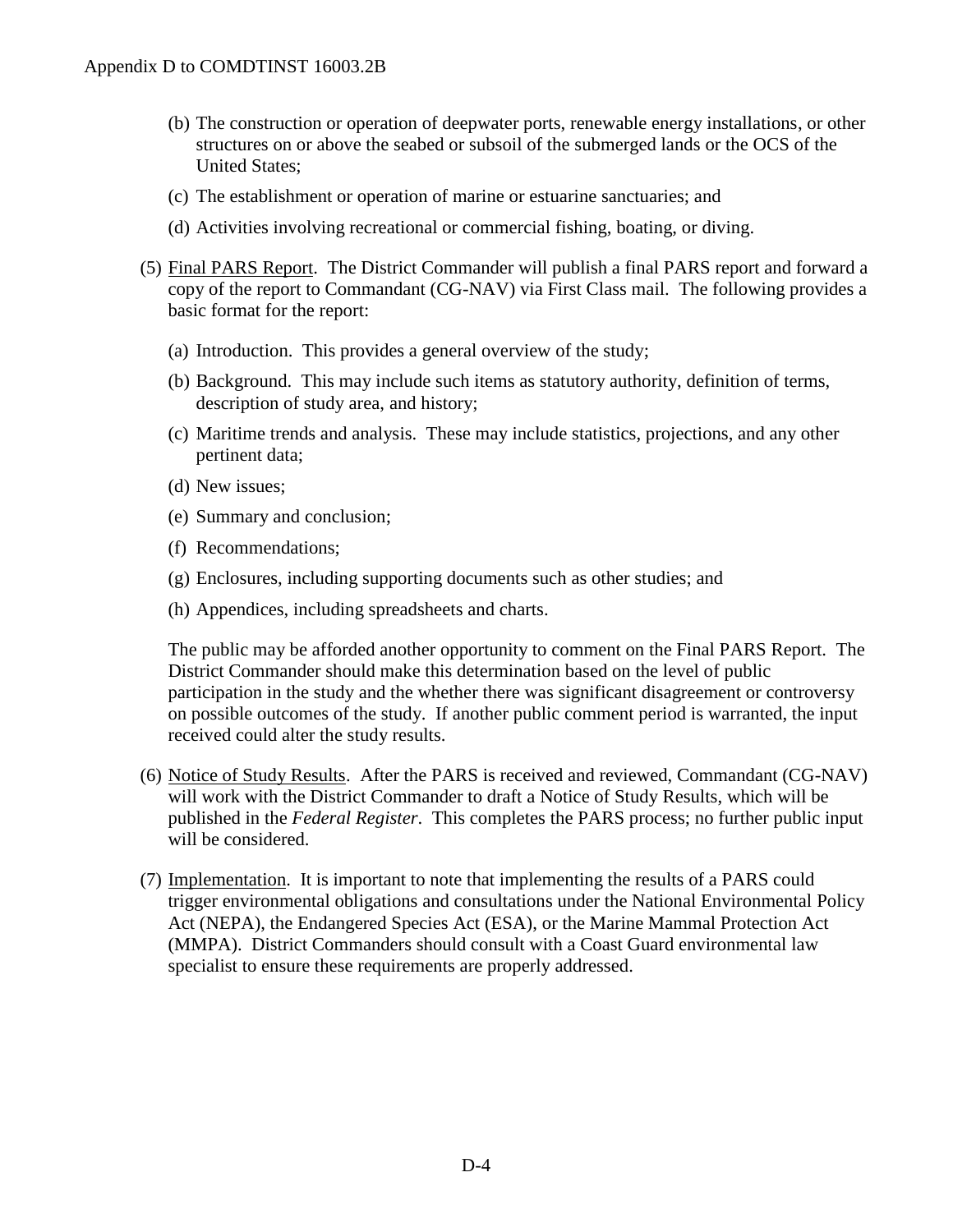(b) The construction or operation of deepwater ports, renewable energy installations, or other structures on or above the seabed or subsoil of the submerged lands or the OCS of the United States;

(c) The establishment or operation of marine or estuarine sanctuaries; and

(d) Activities involving recreational or commercial fishing, boating, or diving.

(5) Final PARS Report. The District Commander will publish a final PARS report and forward a copy of the report to Commandant (CG-NAV) via First Class mail. The following provides a basic format for the report:

(a) Introduction. This provides a general overview of the study;

(b) Background. This may include such items as statutory authority, definition of terms, description of study area, and history;

(c) Maritime trends and analysis. These may include statistics, projections, and any other pertinent data;

(d) New issues;

(e) Summary and conclusion;

(f) Recommendations;

(g) Enclosures, including supporting documents such as other studies; and

(h) Appendices, including spreadsheets and charts.

The public may be afforded another opportunity to comment on the Final PARS Report. The District Commander should make this determination based on the level of public participation in the study and the whether there was significant disagreement or controversy on possible outcomes of the study. If another public comment period is warranted, the input received could alter the study results.

(6) Notice of Study Results. After the PARS is received and reviewed, Commandant (CG-NAV) will work with the District Commander to draft a Notice of Study Results, which will be published in the *Federal Register*. This completes the PARS process; no further public input will be considered.

(7) Implementation. It is important to note that implementing the results of a PARS could trigger environmental obligations and consultations under the National Environmental Policy Act (NEPA), the Endangered Species Act (ESA), or the Marine Mammal Protection Act (MMPA). District Commanders should consult with a Coast Guard environmental law specialist to ensure these requirements are properly addressed.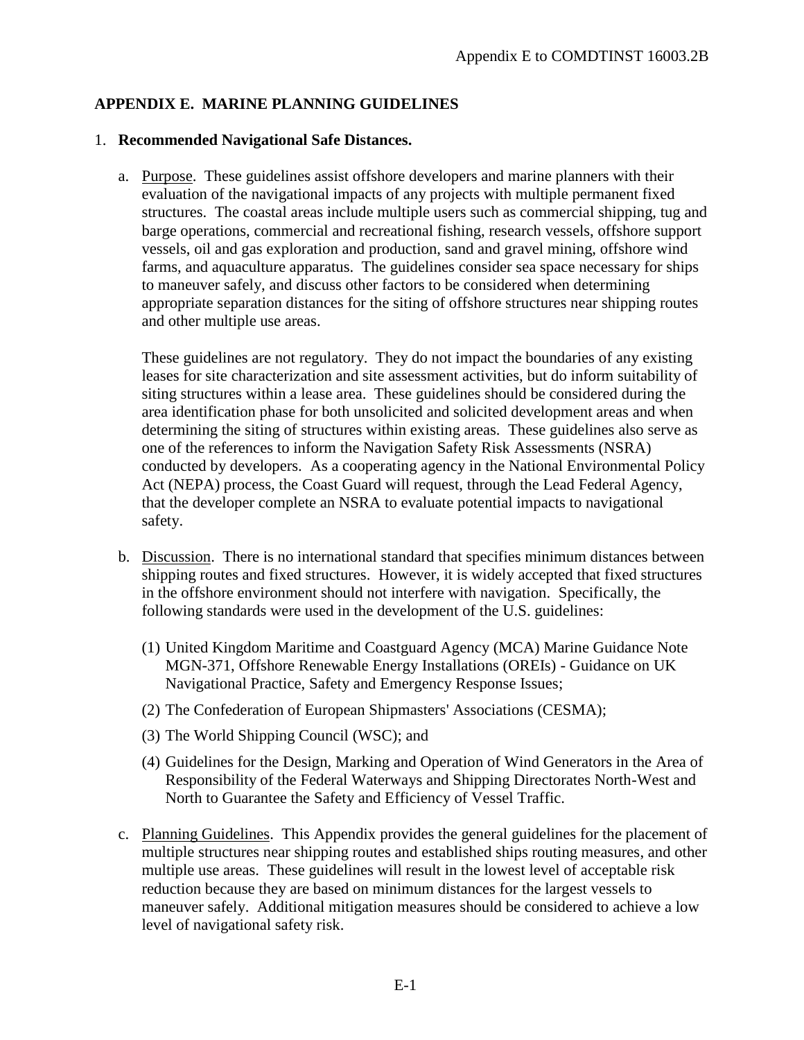## APPENDIX E. MARINE PLANNING GUIDELINES

1. **Recommended Navigational Safe Distances.**

   a. Purpose. These guidelines assist offshore developers and marine planners with their evaluation of the navigational impacts of any projects with multiple permanent fixed structures. The coastal areas include multiple users such as commercial shipping, tug and barge operations, commercial and recreational fishing, research vessels, offshore support vessels, oil and gas exploration and production, sand and gravel mining, offshore wind farms, and aquaculture apparatus. The guidelines consider sea space necessary for ships to maneuver safely, and discuss other factors to be considered when determining appropriate separation distances for the siting of offshore structures near shipping routes and other multiple use areas.

      These guidelines are not regulatory. They do not impact the boundaries of any existing leases for site characterization and site assessment activities, but do inform suitability of siting structures within a lease area. These guidelines should be considered during the area identification phase for both unsolicited and solicited development areas and when determining the siting of structures within existing areas. These guidelines also serve as one of the references to inform the Navigation Safety Risk Assessments (NSRA) conducted by developers. As a cooperating agency in the National Environmental Policy Act (NEPA) process, the Coast Guard will request, through the Lead Federal Agency, that the developer complete an NSRA to evaluate potential impacts to navigational safety.

   b. Discussion. There is no international standard that specifies minimum distances between shipping routes and fixed structures. However, it is widely accepted that fixed structures in the offshore environment should not interfere with navigation. Specifically, the following standards were used in the development of the U.S. guidelines:

      (1) United Kingdom Maritime and Coastguard Agency (MCA) Marine Guidance Note MGN-371, Offshore Renewable Energy Installations (OREIs) - Guidance on UK Navigational Practice, Safety and Emergency Response Issues;

      (2) The Confederation of European Shipmasters' Associations (CESMA);

      (3) The World Shipping Council (WSC); and

      (4) Guidelines for the Design, Marking and Operation of Wind Generators in the Area of Responsibility of the Federal Waterways and Shipping Directorates North-West and North to Guarantee the Safety and Efficiency of Vessel Traffic.

   c. Planning Guidelines. This Appendix provides the general guidelines for the placement of multiple structures near shipping routes and established ships routing measures, and other multiple use areas. These guidelines will result in the lowest level of acceptable risk reduction because they are based on minimum distances for the largest vessels to maneuver safely. Additional mitigation measures should be considered to achieve a low level of navigational safety risk.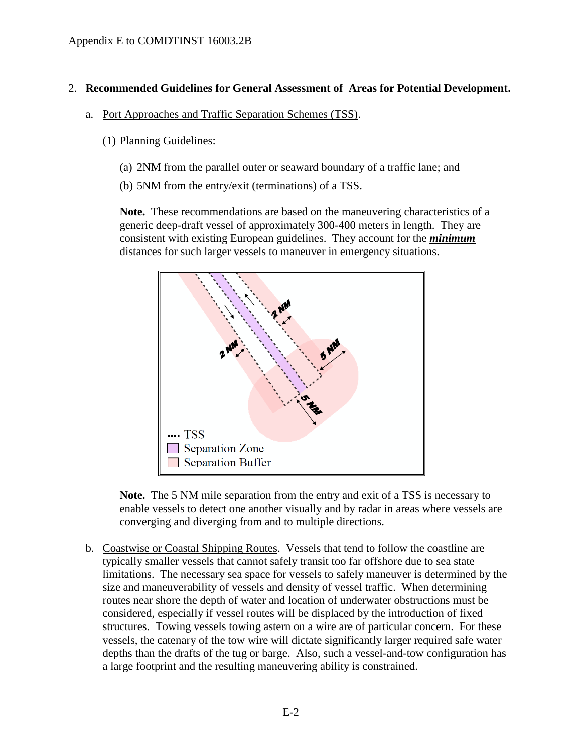2. **Recommended Guidelines for General Assessment of Areas for Potential Development.**

   a. Port Approaches and Traffic Separation Schemes (TSS).

      (1) Planning Guidelines:

         (a) 2NM from the parallel outer or seaward boundary of a traffic lane; and

         (b) 5NM from the entry/exit (terminations) of a TSS.

         **Note.** These recommendations are based on the maneuvering characteristics of a generic deep-draft vessel of approximately 300-400 meters in length. They are consistent with existing European guidelines. They account for the ***minimum*** distances for such larger vessels to maneuver in emergency situations.

         **Note.** The 5 NM mile separation from the entry and exit of a TSS is necessary to enable vessels to detect one another visually and by radar in areas where vessels are converging and diverging from and to multiple directions.

   b. Coastwise or Coastal Shipping Routes. Vessels that tend to follow the coastline are typically smaller vessels that cannot safely transit too far offshore due to sea state limitations. The necessary sea space for vessels to safely maneuver is determined by the size and maneuverability of vessels and density of vessel traffic. When determining routes near shore the depth of water and location of underwater obstructions must be considered, especially if vessel routes will be displaced by the introduction of fixed structures. Towing vessels towing astern on a wire are of particular concern. For these vessels, the catenary of the tow wire will dictate significantly larger required safe water depths than the drafts of the tug or barge. Also, such a vessel-and-tow configuration has a large footprint and the resulting maneuvering ability is constrained.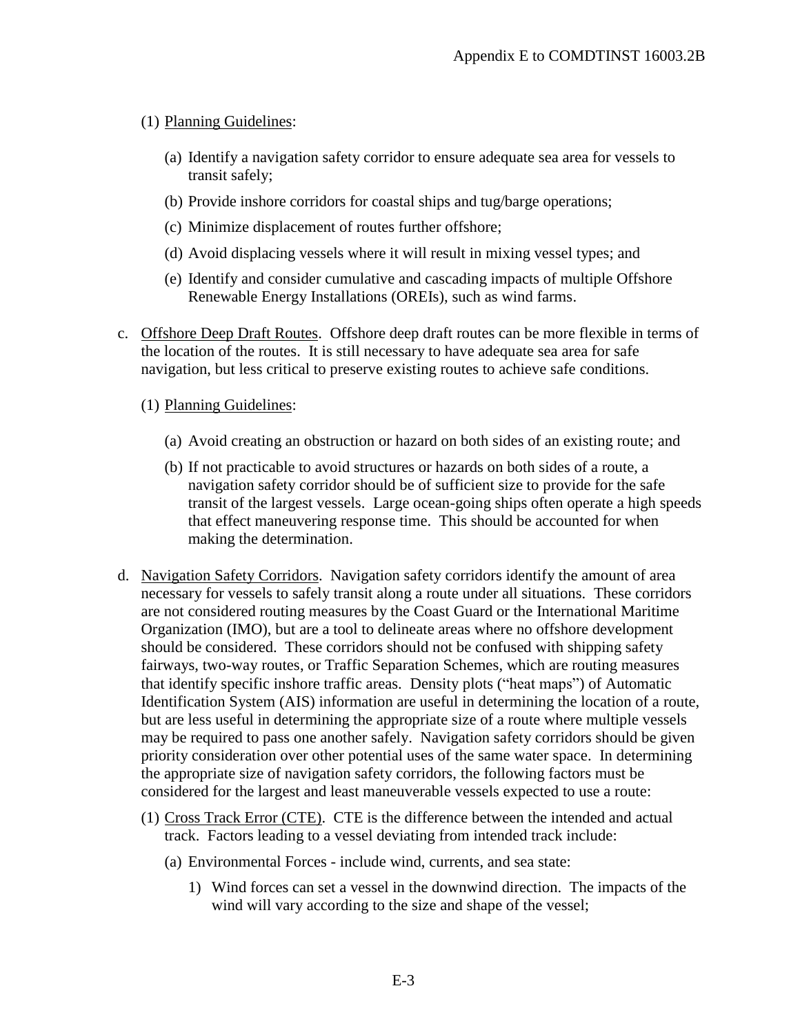(1) Planning Guidelines:

(a) Identify a navigation safety corridor to ensure adequate sea area for vessels to transit safely;

(b) Provide inshore corridors for coastal ships and tug/barge operations;

(c) Minimize displacement of routes further offshore;

(d) Avoid displacing vessels where it will result in mixing vessel types; and

(e) Identify and consider cumulative and cascading impacts of multiple Offshore Renewable Energy Installations (OREIs), such as wind farms.

c. Offshore Deep Draft Routes. Offshore deep draft routes can be more flexible in terms of the location of the routes. It is still necessary to have adequate sea area for safe navigation, but less critical to preserve existing routes to achieve safe conditions.

(1) Planning Guidelines:

(a) Avoid creating an obstruction or hazard on both sides of an existing route; and

(b) If not practicable to avoid structures or hazards on both sides of a route, a navigation safety corridor should be of sufficient size to provide for the safe transit of the largest vessels. Large ocean-going ships often operate a high speeds that effect maneuvering response time. This should be accounted for when making the determination.

d. Navigation Safety Corridors. Navigation safety corridors identify the amount of area necessary for vessels to safely transit along a route under all situations. These corridors are not considered routing measures by the Coast Guard or the International Maritime Organization (IMO), but are a tool to delineate areas where no offshore development should be considered. These corridors should not be confused with shipping safety fairways, two-way routes, or Traffic Separation Schemes, which are routing measures that identify specific inshore traffic areas. Density plots ("heat maps") of Automatic Identification System (AIS) information are useful in determining the location of a route, but are less useful in determining the appropriate size of a route where multiple vessels may be required to pass one another safely. Navigation safety corridors should be given priority consideration over other potential uses of the same water space. In determining the appropriate size of navigation safety corridors, the following factors must be considered for the largest and least maneuverable vessels expected to use a route:

(1) Cross Track Error (CTE). CTE is the difference between the intended and actual track. Factors leading to a vessel deviating from intended track include:

(a) Environmental Forces - include wind, currents, and sea state:

1) Wind forces can set a vessel in the downwind direction. The impacts of the wind will vary according to the size and shape of the vessel;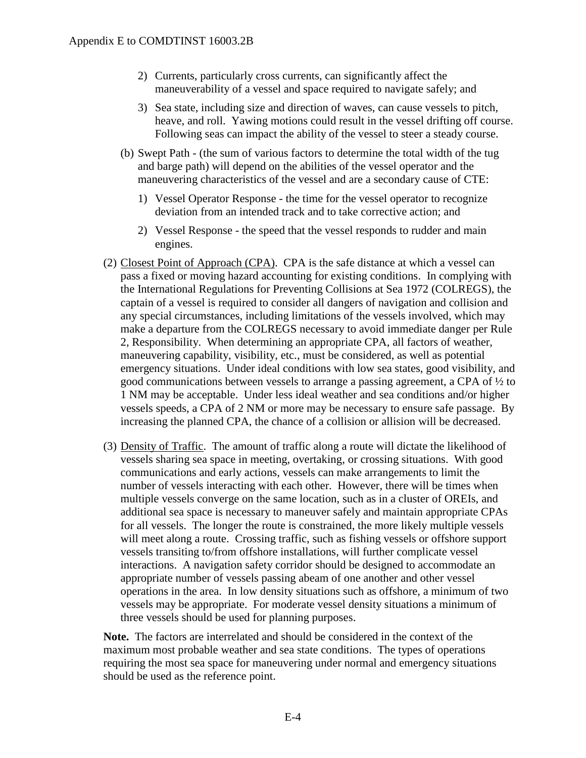2) Currents, particularly cross currents, can significantly affect the maneuverability of a vessel and space required to navigate safely; and

3) Sea state, including size and direction of waves, can cause vessels to pitch, heave, and roll. Yawing motions could result in the vessel drifting off course. Following seas can impact the ability of the vessel to steer a steady course.

(b) Swept Path - (the sum of various factors to determine the total width of the tug and barge path) will depend on the abilities of the vessel operator and the maneuvering characteristics of the vessel and are a secondary cause of CTE:

1) Vessel Operator Response - the time for the vessel operator to recognize deviation from an intended track and to take corrective action; and

2) Vessel Response - the speed that the vessel responds to rudder and main engines.

(2) Closest Point of Approach (CPA). CPA is the safe distance at which a vessel can pass a fixed or moving hazard accounting for existing conditions. In complying with the International Regulations for Preventing Collisions at Sea 1972 (COLREGS), the captain of a vessel is required to consider all dangers of navigation and collision and any special circumstances, including limitations of the vessels involved, which may make a departure from the COLREGS necessary to avoid immediate danger per Rule 2, Responsibility. When determining an appropriate CPA, all factors of weather, maneuvering capability, visibility, etc., must be considered, as well as potential emergency situations. Under ideal conditions with low sea states, good visibility, and good communications between vessels to arrange a passing agreement, a CPA of ½ to 1 NM may be acceptable. Under less ideal weather and sea conditions and/or higher vessels speeds, a CPA of 2 NM or more may be necessary to ensure safe passage. By increasing the planned CPA, the chance of a collision or allision will be decreased.

(3) Density of Traffic. The amount of traffic along a route will dictate the likelihood of vessels sharing sea space in meeting, overtaking, or crossing situations. With good communications and early actions, vessels can make arrangements to limit the number of vessels interacting with each other. However, there will be times when multiple vessels converge on the same location, such as in a cluster of OREIs, and additional sea space is necessary to maneuver safely and maintain appropriate CPAs for all vessels. The longer the route is constrained, the more likely multiple vessels will meet along a route. Crossing traffic, such as fishing vessels or offshore support vessels transiting to/from offshore installations, will further complicate vessel interactions. A navigation safety corridor should be designed to accommodate an appropriate number of vessels passing abeam of one another and other vessel operations in the area. In low density situations such as offshore, a minimum of two vessels may be appropriate. For moderate vessel density situations a minimum of three vessels should be used for planning purposes.

**Note.** The factors are interrelated and should be considered in the context of the maximum most probable weather and sea state conditions. The types of operations requiring the most sea space for maneuvering under normal and emergency situations should be used as the reference point.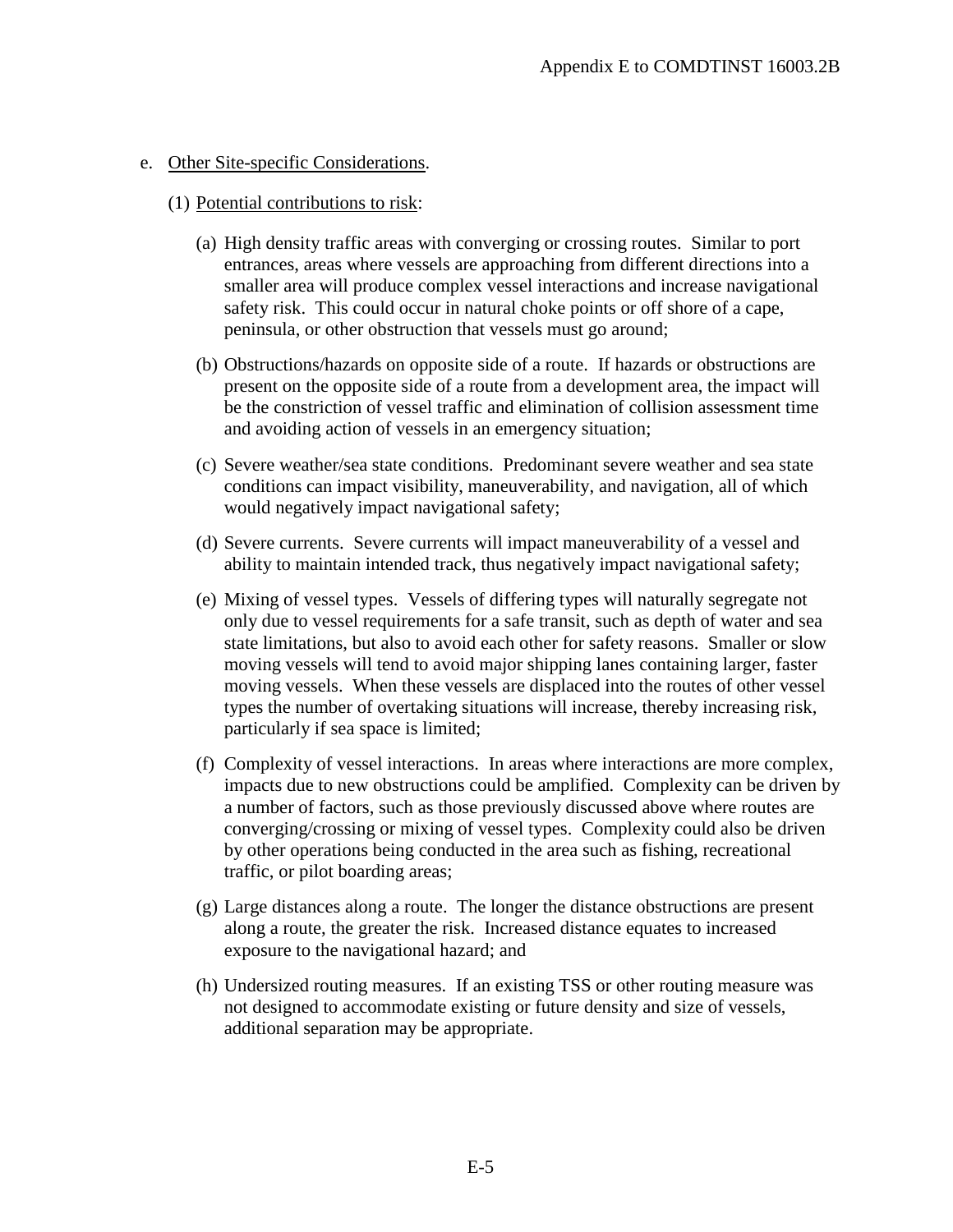e. Other Site-specific Considerations.

(1) Potential contributions to risk:

(a) High density traffic areas with converging or crossing routes. Similar to port entrances, areas where vessels are approaching from different directions into a smaller area will produce complex vessel interactions and increase navigational safety risk. This could occur in natural choke points or off shore of a cape, peninsula, or other obstruction that vessels must go around;

(b) Obstructions/hazards on opposite side of a route. If hazards or obstructions are present on the opposite side of a route from a development area, the impact will be the constriction of vessel traffic and elimination of collision assessment time and avoiding action of vessels in an emergency situation;

(c) Severe weather/sea state conditions. Predominant severe weather and sea state conditions can impact visibility, maneuverability, and navigation, all of which would negatively impact navigational safety;

(d) Severe currents. Severe currents will impact maneuverability of a vessel and ability to maintain intended track, thus negatively impact navigational safety;

(e) Mixing of vessel types. Vessels of differing types will naturally segregate not only due to vessel requirements for a safe transit, such as depth of water and sea state limitations, but also to avoid each other for safety reasons. Smaller or slow moving vessels will tend to avoid major shipping lanes containing larger, faster moving vessels. When these vessels are displaced into the routes of other vessel types the number of overtaking situations will increase, thereby increasing risk, particularly if sea space is limited;

(f) Complexity of vessel interactions. In areas where interactions are more complex, impacts due to new obstructions could be amplified. Complexity can be driven by a number of factors, such as those previously discussed above where routes are converging/crossing or mixing of vessel types. Complexity could also be driven by other operations being conducted in the area such as fishing, recreational traffic, or pilot boarding areas;

(g) Large distances along a route. The longer the distance obstructions are present along a route, the greater the risk. Increased distance equates to increased exposure to the navigational hazard; and

(h) Undersized routing measures. If an existing TSS or other routing measure was not designed to accommodate existing or future density and size of vessels, additional separation may be appropriate.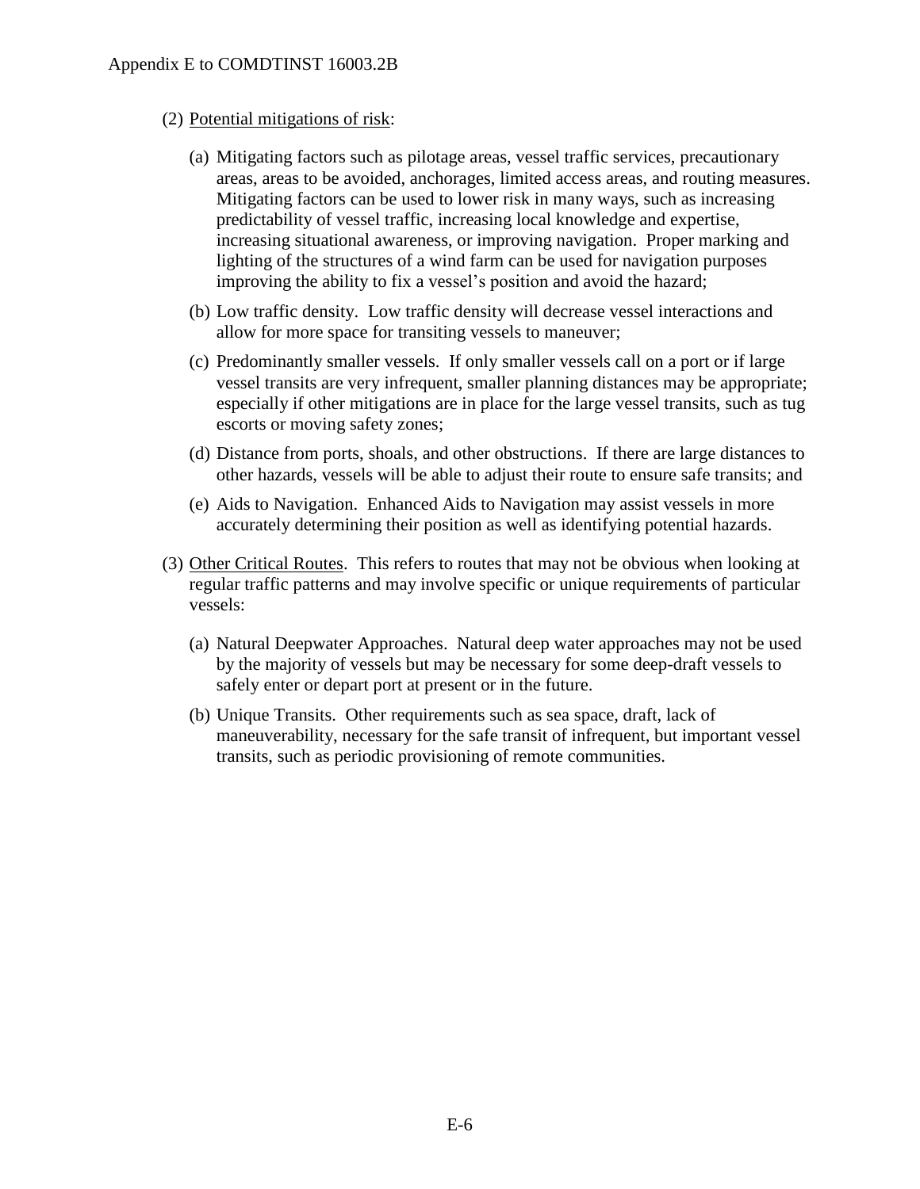(2) Potential mitigations of risk:

(a) Mitigating factors such as pilotage areas, vessel traffic services, precautionary areas, areas to be avoided, anchorages, limited access areas, and routing measures. Mitigating factors can be used to lower risk in many ways, such as increasing predictability of vessel traffic, increasing local knowledge and expertise, increasing situational awareness, or improving navigation. Proper marking and lighting of the structures of a wind farm can be used for navigation purposes improving the ability to fix a vessel's position and avoid the hazard;

(b) Low traffic density. Low traffic density will decrease vessel interactions and allow for more space for transiting vessels to maneuver;

(c) Predominantly smaller vessels. If only smaller vessels call on a port or if large vessel transits are very infrequent, smaller planning distances may be appropriate; especially if other mitigations are in place for the large vessel transits, such as tug escorts or moving safety zones;

(d) Distance from ports, shoals, and other obstructions. If there are large distances to other hazards, vessels will be able to adjust their route to ensure safe transits; and

(e) Aids to Navigation. Enhanced Aids to Navigation may assist vessels in more accurately determining their position as well as identifying potential hazards.

(3) Other Critical Routes. This refers to routes that may not be obvious when looking at regular traffic patterns and may involve specific or unique requirements of particular vessels:

(a) Natural Deepwater Approaches. Natural deep water approaches may not be used by the majority of vessels but may be necessary for some deep-draft vessels to safely enter or depart port at present or in the future.

(b) Unique Transits. Other requirements such as sea space, draft, lack of maneuverability, necessary for the safe transit of infrequent, but important vessel transits, such as periodic provisioning of remote communities.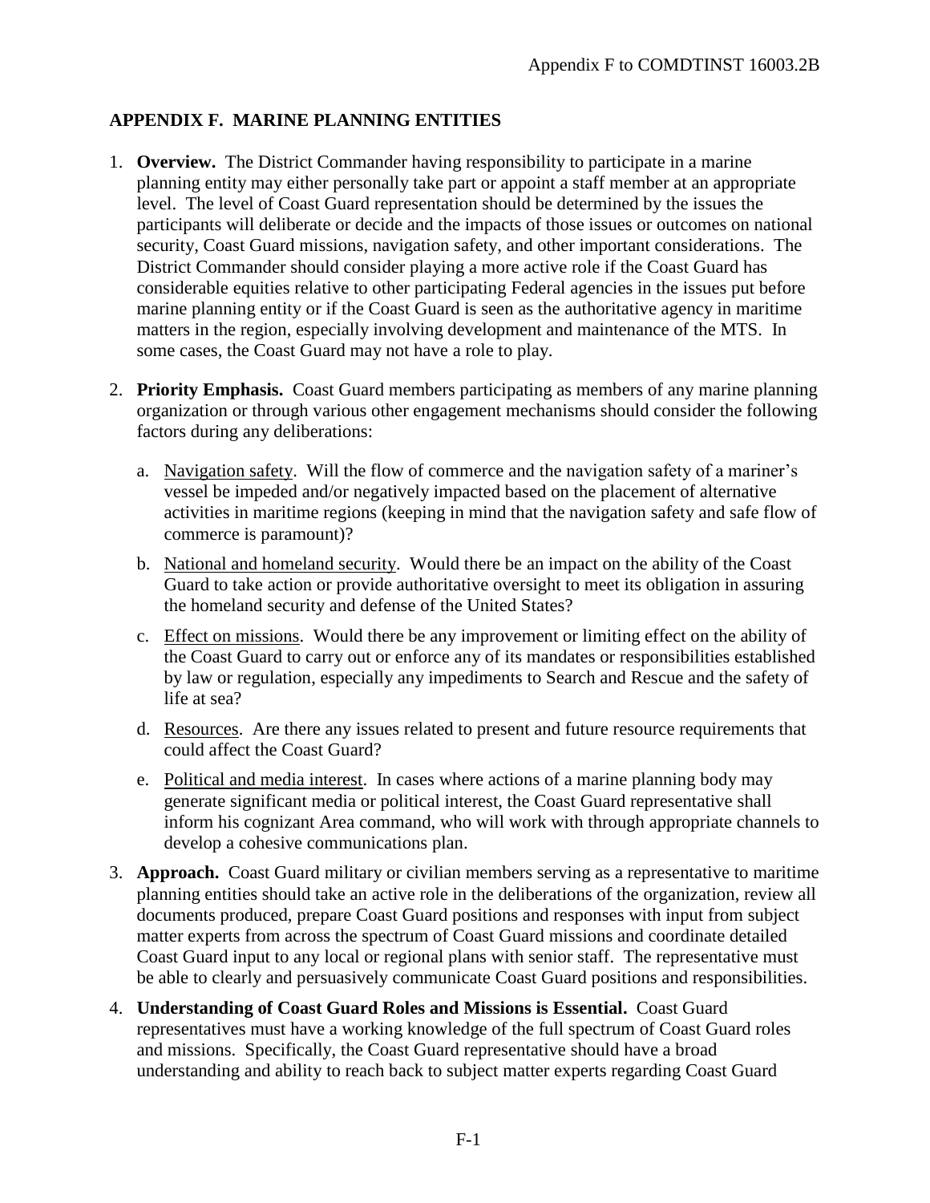## APPENDIX F. MARINE PLANNING ENTITIES

1. **Overview.** The District Commander having responsibility to participate in a marine planning entity may either personally take part or appoint a staff member at an appropriate level. The level of Coast Guard representation should be determined by the issues the participants will deliberate or decide and the impacts of those issues or outcomes on national security, Coast Guard missions, navigation safety, and other important considerations. The District Commander should consider playing a more active role if the Coast Guard has considerable equities relative to other participating Federal agencies in the issues put before marine planning entity or if the Coast Guard is seen as the authoritative agency in maritime matters in the region, especially involving development and maintenance of the MTS. In some cases, the Coast Guard may not have a role to play.

2. **Priority Emphasis.** Coast Guard members participating as members of any marine planning organization or through various other engagement mechanisms should consider the following factors during any deliberations:

    a. Navigation safety. Will the flow of commerce and the navigation safety of a mariner's vessel be impeded and/or negatively impacted based on the placement of alternative activities in maritime regions (keeping in mind that the navigation safety and safe flow of commerce is paramount)?

    b. National and homeland security. Would there be an impact on the ability of the Coast Guard to take action or provide authoritative oversight to meet its obligation in assuring the homeland security and defense of the United States?

    c. Effect on missions. Would there be any improvement or limiting effect on the ability of the Coast Guard to carry out or enforce any of its mandates or responsibilities established by law or regulation, especially any impediments to Search and Rescue and the safety of life at sea?

    d. Resources. Are there any issues related to present and future resource requirements that could affect the Coast Guard?

    e. Political and media interest. In cases where actions of a marine planning body may generate significant media or political interest, the Coast Guard representative shall inform his cognizant Area command, who will work with through appropriate channels to develop a cohesive communications plan.

3. **Approach.** Coast Guard military or civilian members serving as a representative to maritime planning entities should take an active role in the deliberations of the organization, review all documents produced, prepare Coast Guard positions and responses with input from subject matter experts from across the spectrum of Coast Guard missions and coordinate detailed Coast Guard input to any local or regional plans with senior staff. The representative must be able to clearly and persuasively communicate Coast Guard positions and responsibilities.

4. **Understanding of Coast Guard Roles and Missions is Essential.** Coast Guard representatives must have a working knowledge of the full spectrum of Coast Guard roles and missions. Specifically, the Coast Guard representative should have a broad understanding and ability to reach back to subject matter experts regarding Coast Guard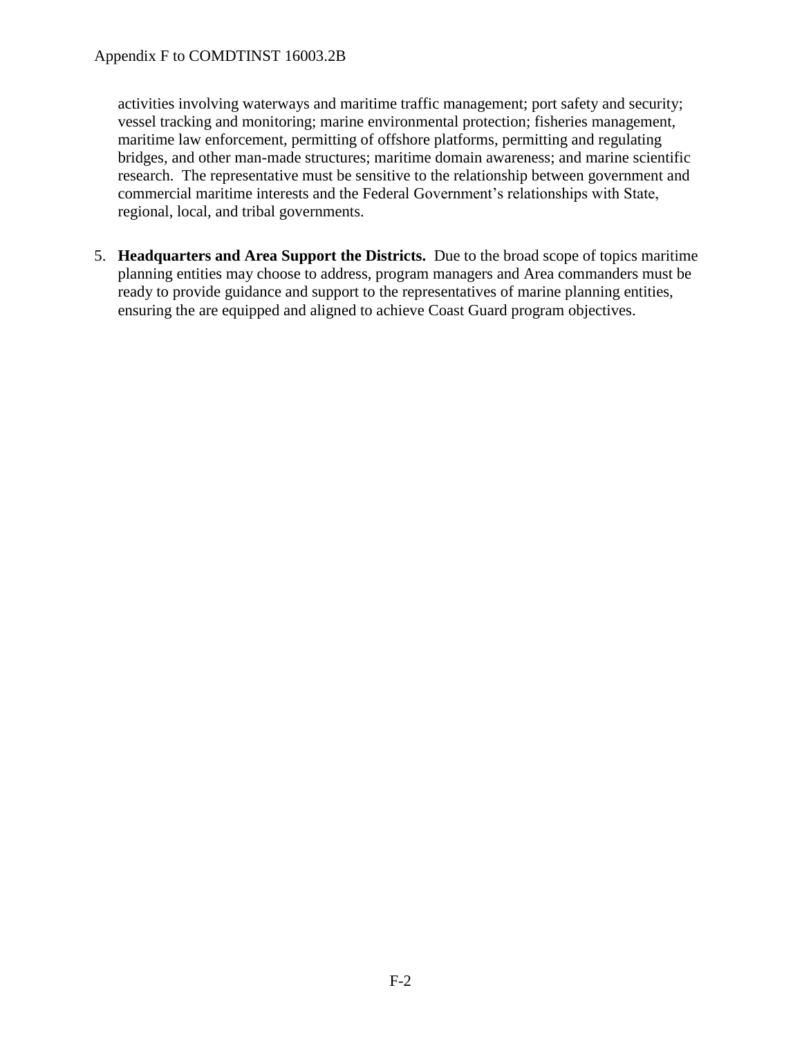activities involving waterways and maritime traffic management; port safety and security; vessel tracking and monitoring; marine environmental protection; fisheries management, maritime law enforcement, permitting of offshore platforms, permitting and regulating bridges, and other man-made structures; maritime domain awareness; and marine scientific research. The representative must be sensitive to the relationship between government and commercial maritime interests and the Federal Government's relationships with State, regional, local, and tribal governments.

5. **Headquarters and Area Support the Districts.** Due to the broad scope of topics maritime planning entities may choose to address, program managers and Area commanders must be ready to provide guidance and support to the representatives of marine planning entities, ensuring the are equipped and aligned to achieve Coast Guard program objectives.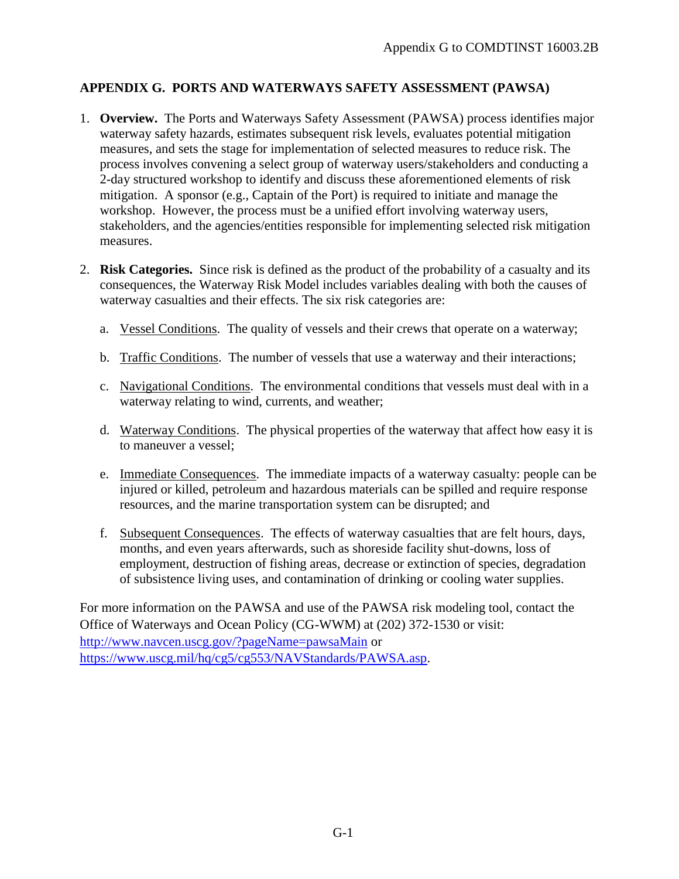# APPENDIX G. PORTS AND WATERWAYS SAFETY ASSESSMENT (PAWSA)

1. **Overview.** The Ports and Waterways Safety Assessment (PAWSA) process identifies major waterway safety hazards, estimates subsequent risk levels, evaluates potential mitigation measures, and sets the stage for implementation of selected measures to reduce risk. The process involves convening a select group of waterway users/stakeholders and conducting a 2-day structured workshop to identify and discuss these aforementioned elements of risk mitigation. A sponsor (e.g., Captain of the Port) is required to initiate and manage the workshop. However, the process must be a unified effort involving waterway users, stakeholders, and the agencies/entities responsible for implementing selected risk mitigation measures.

2. **Risk Categories.** Since risk is defined as the product of the probability of a casualty and its consequences, the Waterway Risk Model includes variables dealing with both the causes of waterway casualties and their effects. The six risk categories are:

   a. <u>Vessel Conditions</u>. The quality of vessels and their crews that operate on a waterway;

   b. <u>Traffic Conditions</u>. The number of vessels that use a waterway and their interactions;

   c. <u>Navigational Conditions</u>. The environmental conditions that vessels must deal with in a waterway relating to wind, currents, and weather;

   d. <u>Waterway Conditions</u>. The physical properties of the waterway that affect how easy it is to maneuver a vessel;

   e. <u>Immediate Consequences</u>. The immediate impacts of a waterway casualty: people can be injured or killed, petroleum and hazardous materials can be spilled and require response resources, and the marine transportation system can be disrupted; and

   f. <u>Subsequent Consequences</u>. The effects of waterway casualties that are felt hours, days, months, and even years afterwards, such as shoreside facility shut-downs, loss of employment, destruction of fishing areas, decrease or extinction of species, degradation of subsistence living uses, and contamination of drinking or cooling water supplies.

For more information on the PAWSA and use of the PAWSA risk modeling tool, contact the Office of Waterways and Ocean Policy (CG-WWM) at (202) 372-1530 or visit: [http://www.navcen.uscg.gov/?pageName=pawsaMain](http://www.navcen.uscg.gov/?pageName=pawsaMain) or [https://www.uscg.mil/hq/cg5/cg553/NAVStandards/PAWSA.asp](https://www.uscg.mil/hq/cg5/cg553/NAVStandards/PAWSA.asp).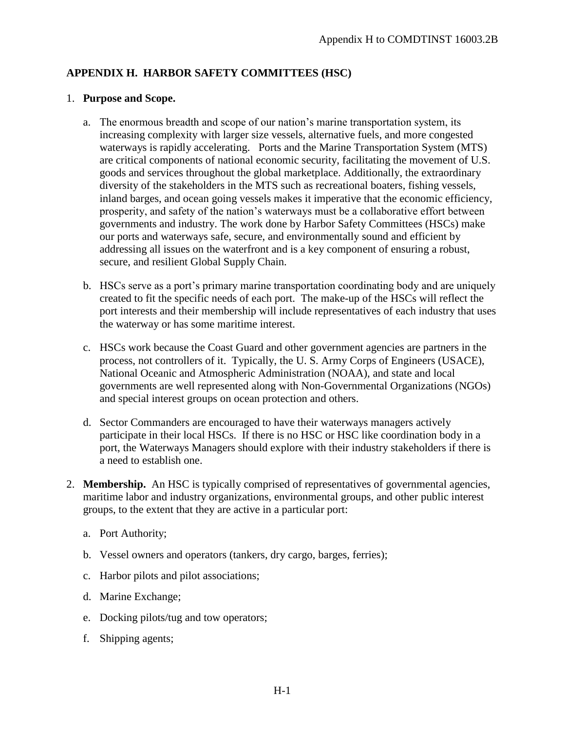# APPENDIX H. HARBOR SAFETY COMMITTEES (HSC)

1. **Purpose and Scope.**

   a. The enormous breadth and scope of our nation's marine transportation system, its increasing complexity with larger size vessels, alternative fuels, and more congested waterways is rapidly accelerating. Ports and the Marine Transportation System (MTS) are critical components of national economic security, facilitating the movement of U.S. goods and services throughout the global marketplace. Additionally, the extraordinary diversity of the stakeholders in the MTS such as recreational boaters, fishing vessels, inland barges, and ocean going vessels makes it imperative that the economic efficiency, prosperity, and safety of the nation's waterways must be a collaborative effort between governments and industry. The work done by Harbor Safety Committees (HSCs) make our ports and waterways safe, secure, and environmentally sound and efficient by addressing all issues on the waterfront and is a key component of ensuring a robust, secure, and resilient Global Supply Chain.

   b. HSCs serve as a port's primary marine transportation coordinating body and are uniquely created to fit the specific needs of each port. The make-up of the HSCs will reflect the port interests and their membership will include representatives of each industry that uses the waterway or has some maritime interest.

   c. HSCs work because the Coast Guard and other government agencies are partners in the process, not controllers of it. Typically, the U. S. Army Corps of Engineers (USACE), National Oceanic and Atmospheric Administration (NOAA), and state and local governments are well represented along with Non-Governmental Organizations (NGOs) and special interest groups on ocean protection and others.

   d. Sector Commanders are encouraged to have their waterways managers actively participate in their local HSCs. If there is no HSC or HSC like coordination body in a port, the Waterways Managers should explore with their industry stakeholders if there is a need to establish one.

2. **Membership.** An HSC is typically comprised of representatives of governmental agencies, maritime labor and industry organizations, environmental groups, and other public interest groups, to the extent that they are active in a particular port:

   a. Port Authority;

   b. Vessel owners and operators (tankers, dry cargo, barges, ferries);

   c. Harbor pilots and pilot associations;

   d. Marine Exchange;

   e. Docking pilots/tug and tow operators;

   f. Shipping agents;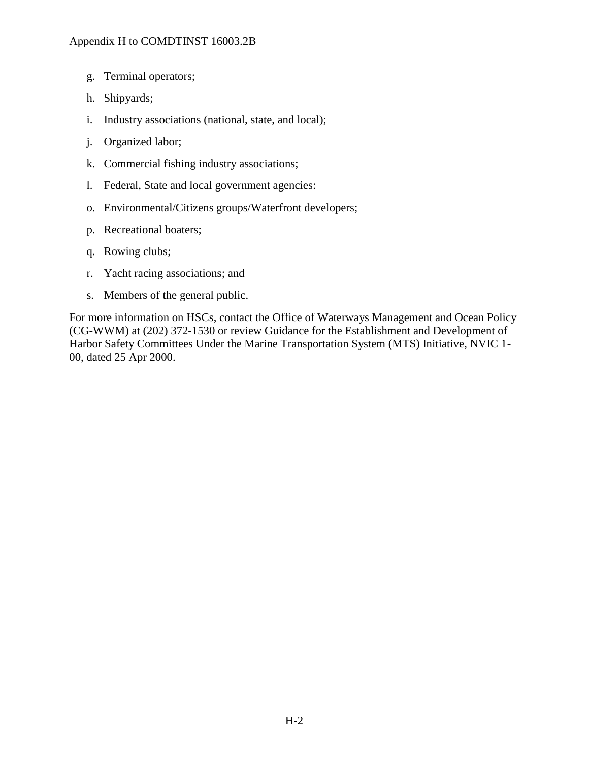g. Terminal operators;

h. Shipyards;

i. Industry associations (national, state, and local);

j. Organized labor;

k. Commercial fishing industry associations;

l. Federal, State and local government agencies:

o. Environmental/Citizens groups/Waterfront developers;

p. Recreational boaters;

q. Rowing clubs;

r. Yacht racing associations; and

s. Members of the general public.

For more information on HSCs, contact the Office of Waterways Management and Ocean Policy (CG-WWM) at (202) 372-1530 or review Guidance for the Establishment and Development of Harbor Safety Committees Under the Marine Transportation System (MTS) Initiative, NVIC 1-00, dated 25 Apr 2000.